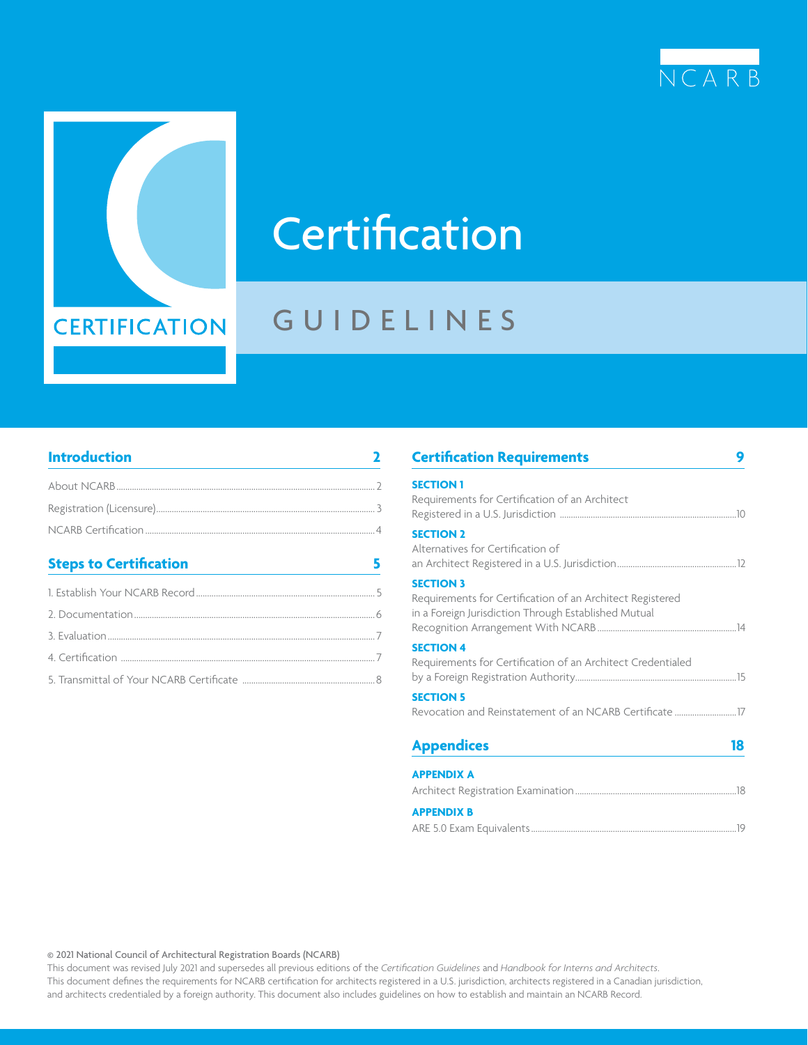NCARB

CERTIFICATION

# Certification

## GUIDELINES

**Introduction** 2

- About NCARB ... 2
- Registration (Licensure) ... 3
- NCARB Certification ... 4

**Steps to Certification** 5

1. Establish Your NCARB Record ... 5
2. Documentation ... 6
3. Evaluation ... 7
4. Certification ... 7
5. Transmittal of Your NCARB Certificate ... 8

**Certification Requirements** 9

**SECTION 1**
Requirements for Certification of an Architect Registered in a U.S. Jurisdiction ... 10

**SECTION 2**
Alternatives for Certification of an Architect Registered in a U.S. Jurisdiction ... 12

**SECTION 3**
Requirements for Certification of an Architect Registered in a Foreign Jurisdiction Through Established Mutual Recognition Arrangement With NCARB ... 14

**SECTION 4**
Requirements for Certification of an Architect Credentialed by a Foreign Registration Authority ... 15

**SECTION 5**
Revocation and Reinstatement of an NCARB Certificate ... 17

**Appendices** 18

**APPENDIX A**
Architect Registration Examination ... 18

**APPENDIX B**
ARE 5.0 Exam Equivalents ... 19

© 2021 National Council of Architectural Registration Boards (NCARB)
This document was revised July 2021 and supersedes all previous editions of the *Certification Guidelines* and *Handbook for Interns and Architects*.
This document defines the requirements for NCARB certification for architects registered in a U.S. jurisdiction, architects registered in a Canadian jurisdiction, and architects credentialed by a foreign authority. This document also includes guidelines on how to establish and maintain an NCARB Record.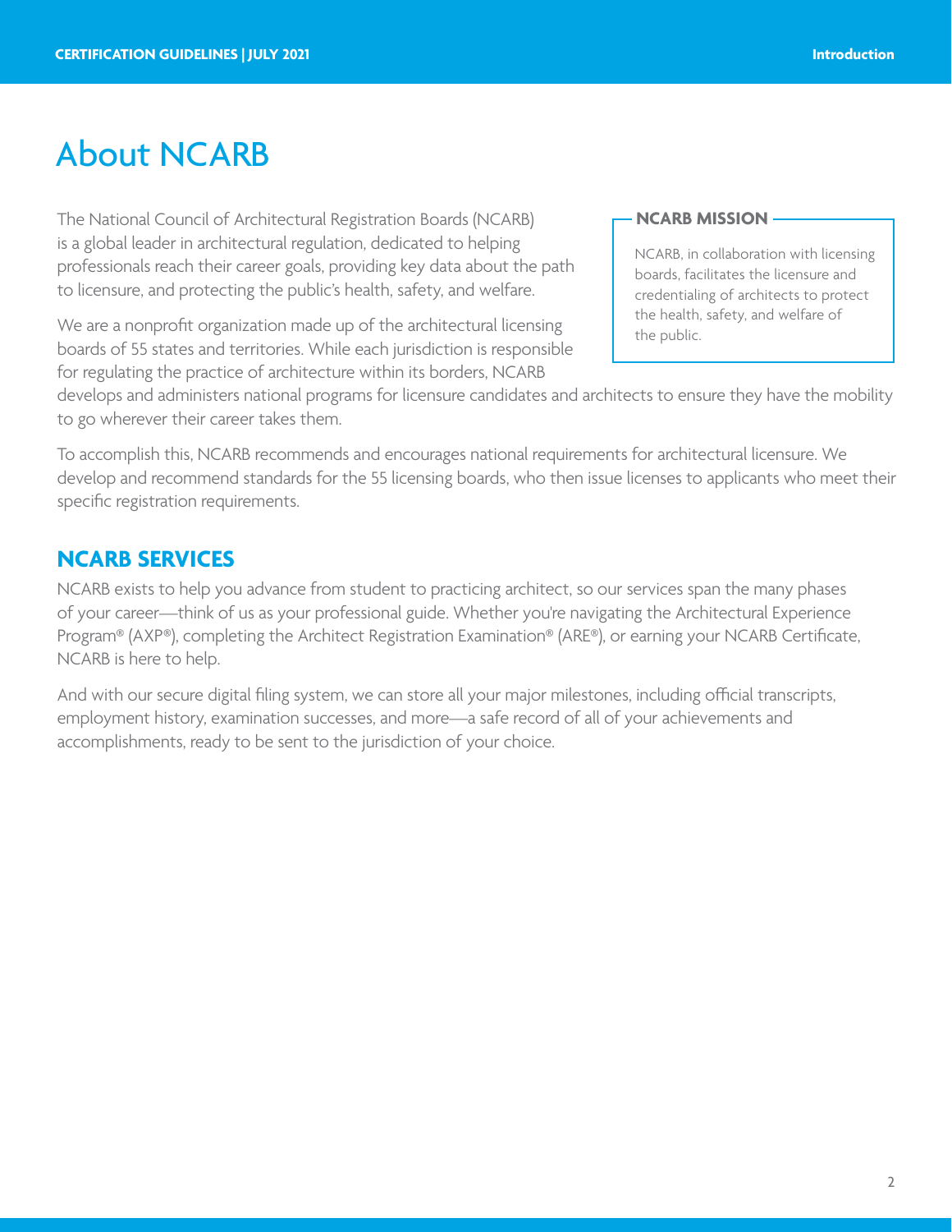# About NCARB

The National Council of Architectural Registration Boards (NCARB) is a global leader in architectural regulation, dedicated to helping professionals reach their career goals, providing key data about the path to licensure, and protecting the public's health, safety, and welfare.

We are a nonprofit organization made up of the architectural licensing boards of 55 states and territories. While each jurisdiction is responsible for regulating the practice of architecture within its borders, NCARB develops and administers national programs for licensure candidates and architects to ensure they have the mobility to go wherever their career takes them.

> **NCARB MISSION**
>
> NCARB, in collaboration with licensing boards, facilitates the licensure and credentialing of architects to protect the health, safety, and welfare of the public.

To accomplish this, NCARB recommends and encourages national requirements for architectural licensure. We develop and recommend standards for the 55 licensing boards, who then issue licenses to applicants who meet their specific registration requirements.

## NCARB SERVICES

NCARB exists to help you advance from student to practicing architect, so our services span the many phases of your career—think of us as your professional guide. Whether you're navigating the Architectural Experience Program® (AXP®), completing the Architect Registration Examination® (ARE®), or earning your NCARB Certificate, NCARB is here to help.

And with our secure digital filing system, we can store all your major milestones, including official transcripts, employment history, examination successes, and more—a safe record of all of your achievements and accomplishments, ready to be sent to the jurisdiction of your choice.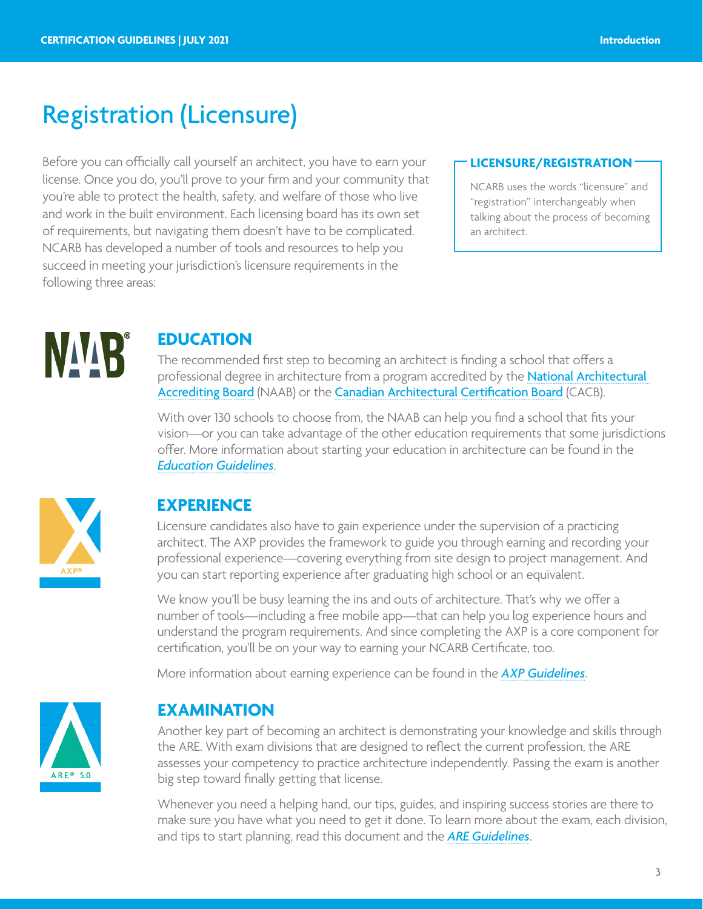# Registration (Licensure)

Before you can officially call yourself an architect, you have to earn your license. Once you do, you'll prove to your firm and your community that you're able to protect the health, safety, and welfare of those who live and work in the built environment. Each licensing board has its own set of requirements, but navigating them doesn't have to be complicated. NCARB has developed a number of tools and resources to help you succeed in meeting your jurisdiction's licensure requirements in the following three areas:

**LICENSURE/REGISTRATION**

NCARB uses the words "licensure" and "registration" interchangeably when talking about the process of becoming an architect.

## EDUCATION

The recommended first step to becoming an architect is finding a school that offers a professional degree in architecture from a program accredited by the National Architectural Accrediting Board (NAAB) or the Canadian Architectural Certification Board (CACB).

With over 130 schools to choose from, the NAAB can help you find a school that fits your vision—or you can take advantage of the other education requirements that some jurisdictions offer. More information about starting your education in architecture can be found in the *Education Guidelines*.

## EXPERIENCE

Licensure candidates also have to gain experience under the supervision of a practicing architect. The AXP provides the framework to guide you through earning and recording your professional experience—covering everything from site design to project management. And you can start reporting experience after graduating high school or an equivalent.

We know you'll be busy learning the ins and outs of architecture. That's why we offer a number of tools—including a free mobile app—that can help you log experience hours and understand the program requirements. And since completing the AXP is a core component for certification, you'll be on your way to earning your NCARB Certificate, too.

More information about earning experience can be found in the *AXP Guidelines*.

## EXAMINATION

Another key part of becoming an architect is demonstrating your knowledge and skills through the ARE. With exam divisions that are designed to reflect the current profession, the ARE assesses your competency to practice architecture independently. Passing the exam is another big step toward finally getting that license.

Whenever you need a helping hand, our tips, guides, and inspiring success stories are there to make sure you have what you need to get it done. To learn more about the exam, each division, and tips to start planning, read this document and the *ARE Guidelines*.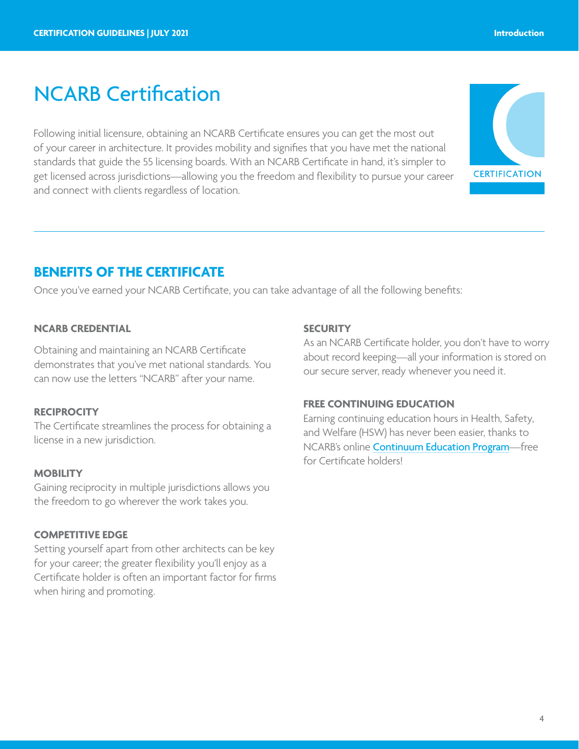# NCARB Certification

Following initial licensure, obtaining an NCARB Certificate ensures you can get the most out of your career in architecture. It provides mobility and signifies that you have met the national standards that guide the 55 licensing boards. With an NCARB Certificate in hand, it's simpler to get licensed across jurisdictions—allowing you the freedom and flexibility to pursue your career and connect with clients regardless of location.

## BENEFITS OF THE CERTIFICATE

Once you've earned your NCARB Certificate, you can take advantage of all the following benefits:

### NCARB CREDENTIAL

Obtaining and maintaining an NCARB Certificate demonstrates that you've met national standards. You can now use the letters "NCARB" after your name.

### RECIPROCITY

The Certificate streamlines the process for obtaining a license in a new jurisdiction.

### MOBILITY

Gaining reciprocity in multiple jurisdictions allows you the freedom to go wherever the work takes you.

### COMPETITIVE EDGE

Setting yourself apart from other architects can be key for your career; the greater flexibility you'll enjoy as a Certificate holder is often an important factor for firms when hiring and promoting.

### SECURITY

As an NCARB Certificate holder, you don't have to worry about record keeping—all your information is stored on our secure server, ready whenever you need it.

### FREE CONTINUING EDUCATION

Earning continuing education hours in Health, Safety, and Welfare (HSW) has never been easier, thanks to NCARB's online Continuum Education Program—free for Certificate holders!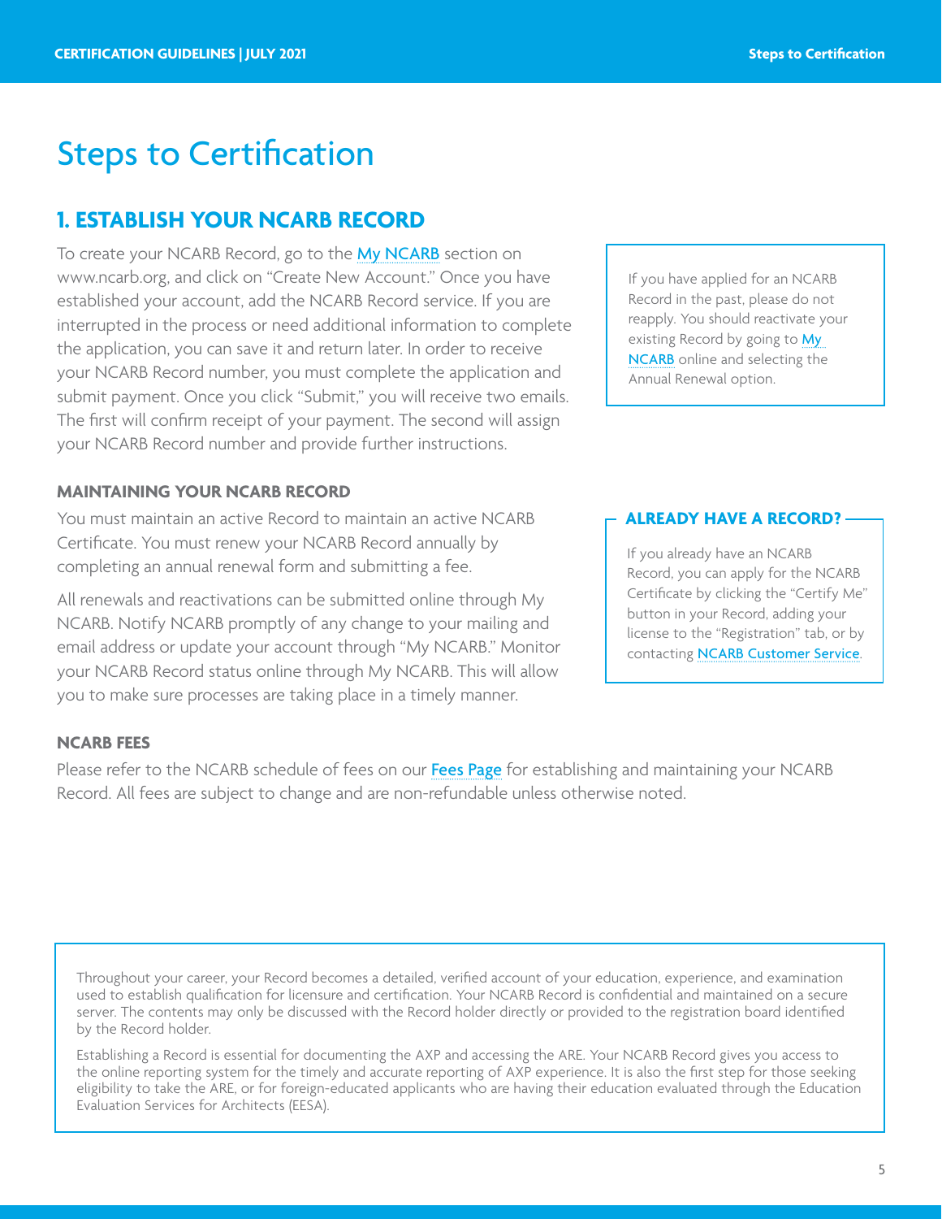# Steps to Certification

## 1. ESTABLISH YOUR NCARB RECORD

To create your NCARB Record, go to the My NCARB section on www.ncarb.org, and click on "Create New Account." Once you have established your account, add the NCARB Record service. If you are interrupted in the process or need additional information to complete the application, you can save it and return later. In order to receive your NCARB Record number, you must complete the application and submit payment. Once you click "Submit," you will receive two emails. The first will confirm receipt of your payment. The second will assign your NCARB Record number and provide further instructions.

If you have applied for an NCARB Record in the past, please do not reapply. You should reactivate your existing Record by going to My NCARB online and selecting the Annual Renewal option.

### MAINTAINING YOUR NCARB RECORD

You must maintain an active Record to maintain an active NCARB Certificate. You must renew your NCARB Record annually by completing an annual renewal form and submitting a fee.

All renewals and reactivations can be submitted online through My NCARB. Notify NCARB promptly of any change to your mailing and email address or update your account through "My NCARB." Monitor your NCARB Record status online through My NCARB. This will allow you to make sure processes are taking place in a timely manner.

**ALREADY HAVE A RECORD?**

If you already have an NCARB Record, you can apply for the NCARB Certificate by clicking the "Certify Me" button in your Record, adding your license to the "Registration" tab, or by contacting NCARB Customer Service.

### NCARB FEES

Please refer to the NCARB schedule of fees on our Fees Page for establishing and maintaining your NCARB Record. All fees are subject to change and are non-refundable unless otherwise noted.

Throughout your career, your Record becomes a detailed, verified account of your education, experience, and examination used to establish qualification for licensure and certification. Your NCARB Record is confidential and maintained on a secure server. The contents may only be discussed with the Record holder directly or provided to the registration board identified by the Record holder.

Establishing a Record is essential for documenting the AXP and accessing the ARE. Your NCARB Record gives you access to the online reporting system for the timely and accurate reporting of AXP experience. It is also the first step for those seeking eligibility to take the ARE, or for foreign-educated applicants who are having their education evaluated through the Education Evaluation Services for Architects (EESA).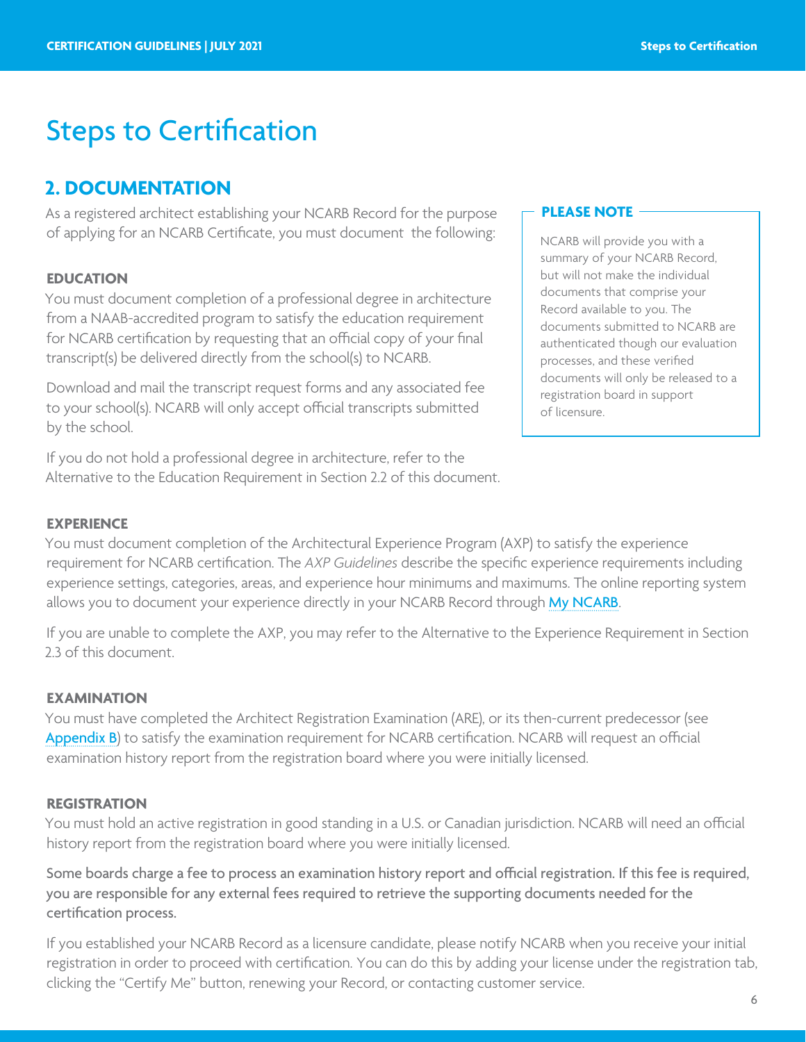# Steps to Certification

## 2. DOCUMENTATION

As a registered architect establishing your NCARB Record for the purpose of applying for an NCARB Certificate, you must document the following:

> **PLEASE NOTE**
>
> NCARB will provide you with a summary of your NCARB Record, but will not make the individual documents that comprise your Record available to you. The documents submitted to NCARB are authenticated though our evaluation processes, and these verified documents will only be released to a registration board in support of licensure.

#### EDUCATION

You must document completion of a professional degree in architecture from a NAAB-accredited program to satisfy the education requirement for NCARB certification by requesting that an official copy of your final transcript(s) be delivered directly from the school(s) to NCARB.

Download and mail the transcript request forms and any associated fee to your school(s). NCARB will only accept official transcripts submitted by the school.

If you do not hold a professional degree in architecture, refer to the Alternative to the Education Requirement in Section 2.2 of this document.

#### EXPERIENCE

You must document completion of the Architectural Experience Program (AXP) to satisfy the experience requirement for NCARB certification. The *AXP Guidelines* describe the specific experience requirements including experience settings, categories, areas, and experience hour minimums and maximums. The online reporting system allows you to document your experience directly in your NCARB Record through My NCARB.

If you are unable to complete the AXP, you may refer to the Alternative to the Experience Requirement in Section 2.3 of this document.

#### EXAMINATION

You must have completed the Architect Registration Examination (ARE), or its then-current predecessor (see Appendix B) to satisfy the examination requirement for NCARB certification. NCARB will request an official examination history report from the registration board where you were initially licensed.

#### REGISTRATION

You must hold an active registration in good standing in a U.S. or Canadian jurisdiction. NCARB will need an official history report from the registration board where you were initially licensed.

**Some boards charge a fee to process an examination history report and official registration. If this fee is required, you are responsible for any external fees required to retrieve the supporting documents needed for the certification process.**

If you established your NCARB Record as a licensure candidate, please notify NCARB when you receive your initial registration in order to proceed with certification. You can do this by adding your license under the registration tab, clicking the "Certify Me" button, renewing your Record, or contacting customer service.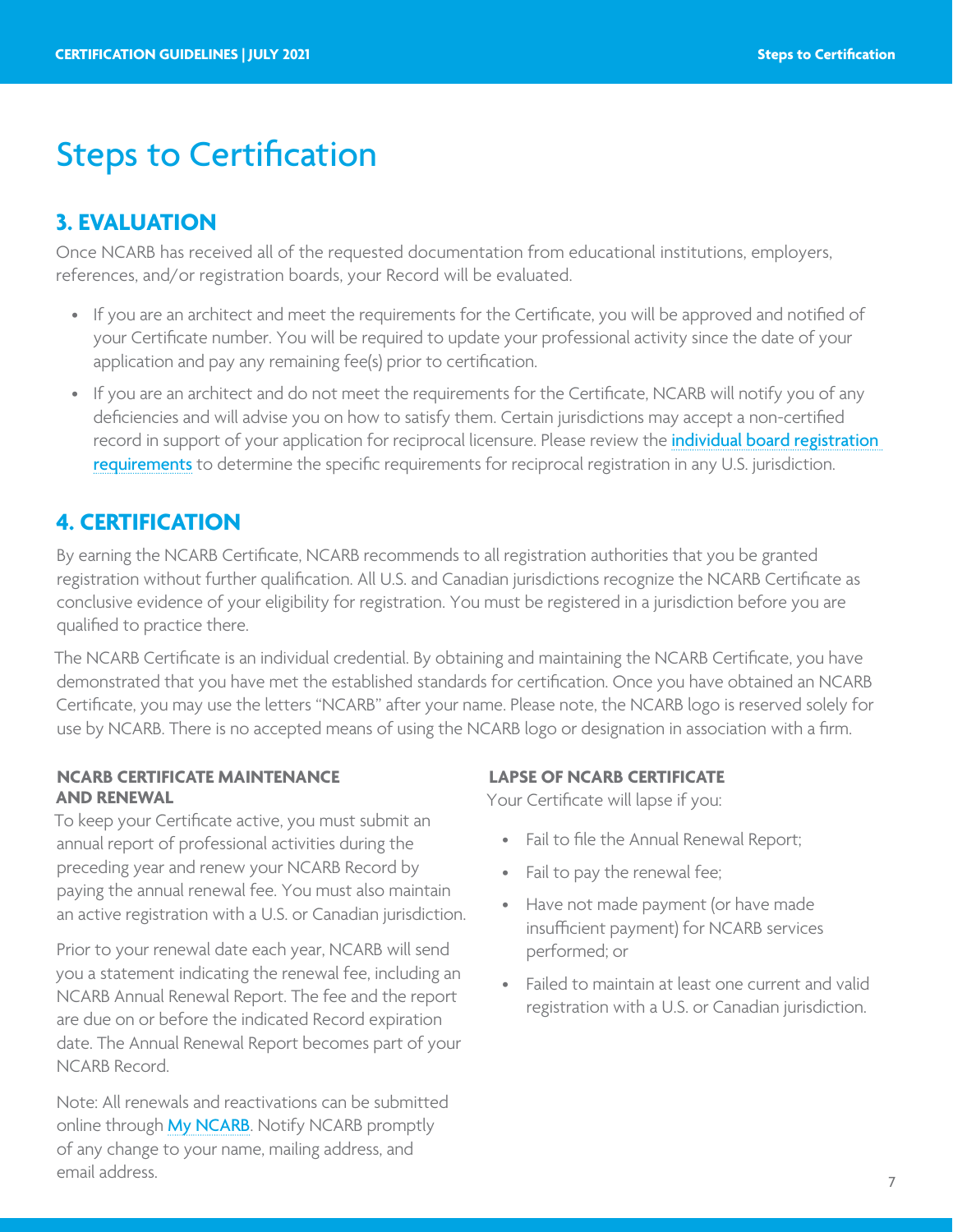# Steps to Certification

## 3. EVALUATION

Once NCARB has received all of the requested documentation from educational institutions, employers, references, and/or registration boards, your Record will be evaluated.

- If you are an architect and meet the requirements for the Certificate, you will be approved and notified of your Certificate number. You will be required to update your professional activity since the date of your application and pay any remaining fee(s) prior to certification.
- If you are an architect and do not meet the requirements for the Certificate, NCARB will notify you of any deficiencies and will advise you on how to satisfy them. Certain jurisdictions may accept a non-certified record in support of your application for reciprocal licensure. Please review the individual board registration requirements to determine the specific requirements for reciprocal registration in any U.S. jurisdiction.

## 4. CERTIFICATION

By earning the NCARB Certificate, NCARB recommends to all registration authorities that you be granted registration without further qualification. All U.S. and Canadian jurisdictions recognize the NCARB Certificate as conclusive evidence of your eligibility for registration. You must be registered in a jurisdiction before you are qualified to practice there.

The NCARB Certificate is an individual credential. By obtaining and maintaining the NCARB Certificate, you have demonstrated that you have met the established standards for certification. Once you have obtained an NCARB Certificate, you may use the letters "NCARB" after your name. Please note, the NCARB logo is reserved solely for use by NCARB. There is no accepted means of using the NCARB logo or designation in association with a firm.

### NCARB CERTIFICATE MAINTENANCE AND RENEWAL

To keep your Certificate active, you must submit an annual report of professional activities during the preceding year and renew your NCARB Record by paying the annual renewal fee. You must also maintain an active registration with a U.S. or Canadian jurisdiction.

Prior to your renewal date each year, NCARB will send you a statement indicating the renewal fee, including an NCARB Annual Renewal Report. The fee and the report are due on or before the indicated Record expiration date. The Annual Renewal Report becomes part of your NCARB Record.

Note: All renewals and reactivations can be submitted online through My NCARB. Notify NCARB promptly of any change to your name, mailing address, and email address.

### LAPSE OF NCARB CERTIFICATE

Your Certificate will lapse if you:

- Fail to file the Annual Renewal Report;
- Fail to pay the renewal fee;
- Have not made payment (or have made insufficient payment) for NCARB services performed; or
- Failed to maintain at least one current and valid registration with a U.S. or Canadian jurisdiction.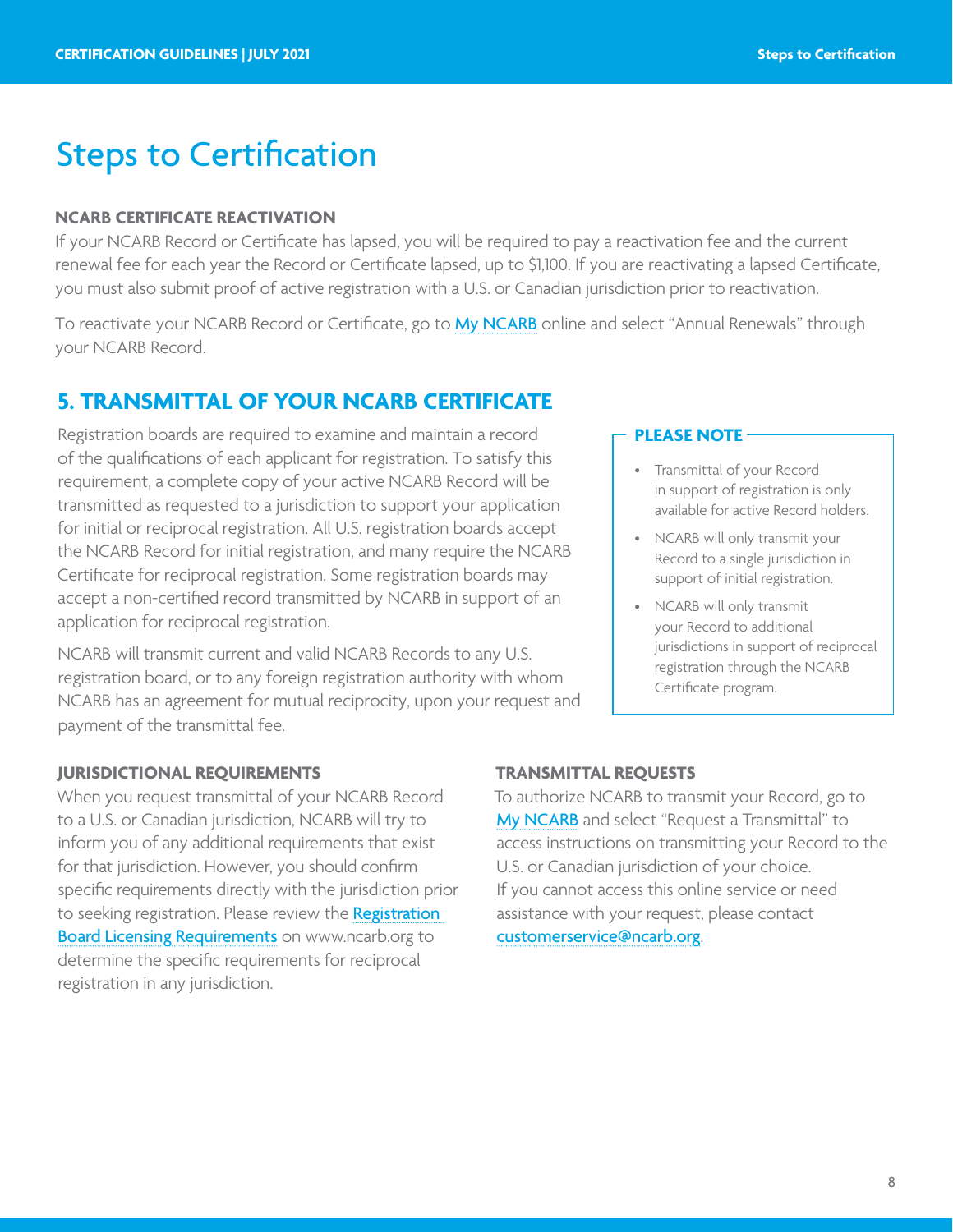# Steps to Certification

### NCARB CERTIFICATE REACTIVATION

If your NCARB Record or Certificate has lapsed, you will be required to pay a reactivation fee and the current renewal fee for each year the Record or Certificate lapsed, up to $1,100. If you are reactivating a lapsed Certificate, you must also submit proof of active registration with a U.S. or Canadian jurisdiction prior to reactivation.

To reactivate your NCARB Record or Certificate, go to My NCARB online and select "Annual Renewals" through your NCARB Record.

## 5. TRANSMITTAL OF YOUR NCARB CERTIFICATE

Registration boards are required to examine and maintain a record of the qualifications of each applicant for registration. To satisfy this requirement, a complete copy of your active NCARB Record will be transmitted as requested to a jurisdiction to support your application for initial or reciprocal registration. All U.S. registration boards accept the NCARB Record for initial registration, and many require the NCARB Certificate for reciprocal registration. Some registration boards may accept a non-certified record transmitted by NCARB in support of an application for reciprocal registration.

NCARB will transmit current and valid NCARB Records to any U.S. registration board, or to any foreign registration authority with whom NCARB has an agreement for mutual reciprocity, upon your request and payment of the transmittal fee.

**PLEASE NOTE**

- Transmittal of your Record in support of registration is only available for active Record holders.
- NCARB will only transmit your Record to a single jurisdiction in support of initial registration.
- NCARB will only transmit your Record to additional jurisdictions in support of reciprocal registration through the NCARB Certificate program.

### JURISDICTIONAL REQUIREMENTS

When you request transmittal of your NCARB Record to a U.S. or Canadian jurisdiction, NCARB will try to inform you of any additional requirements that exist for that jurisdiction. However, you should confirm specific requirements directly with the jurisdiction prior to seeking registration. Please review the Registration Board Licensing Requirements on www.ncarb.org to determine the specific requirements for reciprocal registration in any jurisdiction.

### TRANSMITTAL REQUESTS

To authorize NCARB to transmit your Record, go to My NCARB and select "Request a Transmittal" to access instructions on transmitting your Record to the U.S. or Canadian jurisdiction of your choice. If you cannot access this online service or need assistance with your request, please contact customerservice@ncarb.org.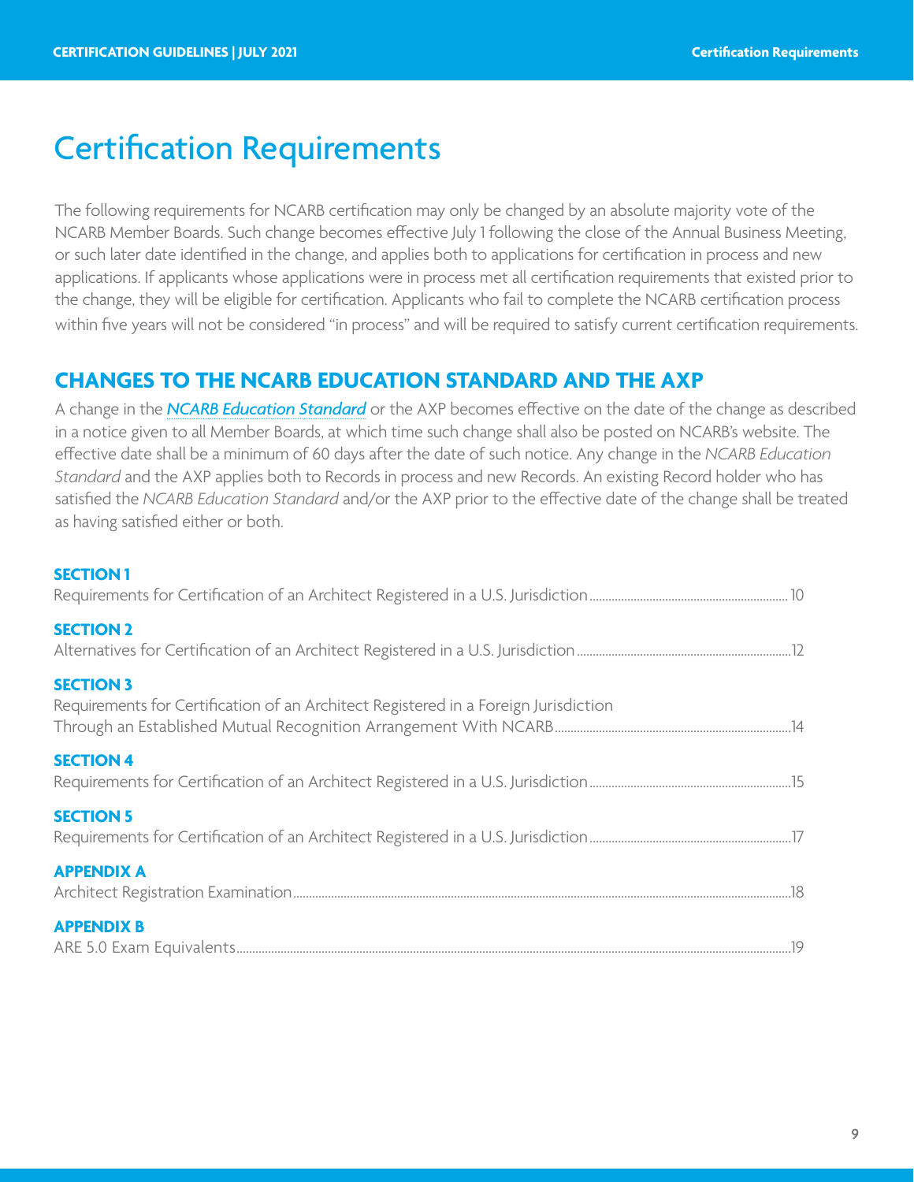# Certification Requirements

The following requirements for NCARB certification may only be changed by an absolute majority vote of the NCARB Member Boards. Such change becomes effective July 1 following the close of the Annual Business Meeting, or such later date identified in the change, and applies both to applications for certification in process and new applications. If applicants whose applications were in process met all certification requirements that existed prior to the change, they will be eligible for certification. Applicants who fail to complete the NCARB certification process within five years will not be considered "in process" and will be required to satisfy current certification requirements.

## CHANGES TO THE NCARB EDUCATION STANDARD AND THE AXP

A change in the *NCARB Education Standard* or the AXP becomes effective on the date of the change as described in a notice given to all Member Boards, at which time such change shall also be posted on NCARB's website. The effective date shall be a minimum of 60 days after the date of such notice. Any change in the *NCARB Education Standard* and the AXP applies both to Records in process and new Records. An existing Record holder who has satisfied the *NCARB Education Standard* and/or the AXP prior to the effective date of the change shall be treated as having satisfied either or both.

**SECTION 1**
Requirements for Certification of an Architect Registered in a U.S. Jurisdiction.......10

**SECTION 2**
Alternatives for Certification of an Architect Registered in a U.S. Jurisdiction.......12

**SECTION 3**
Requirements for Certification of an Architect Registered in a Foreign Jurisdiction Through an Established Mutual Recognition Arrangement With NCARB.......14

**SECTION 4**
Requirements for Certification of an Architect Registered in a U.S. Jurisdiction.......15

**SECTION 5**
Requirements for Certification of an Architect Registered in a U.S. Jurisdiction.......17

**APPENDIX A**
Architect Registration Examination.......18

**APPENDIX B**
ARE 5.0 Exam Equivalents.......19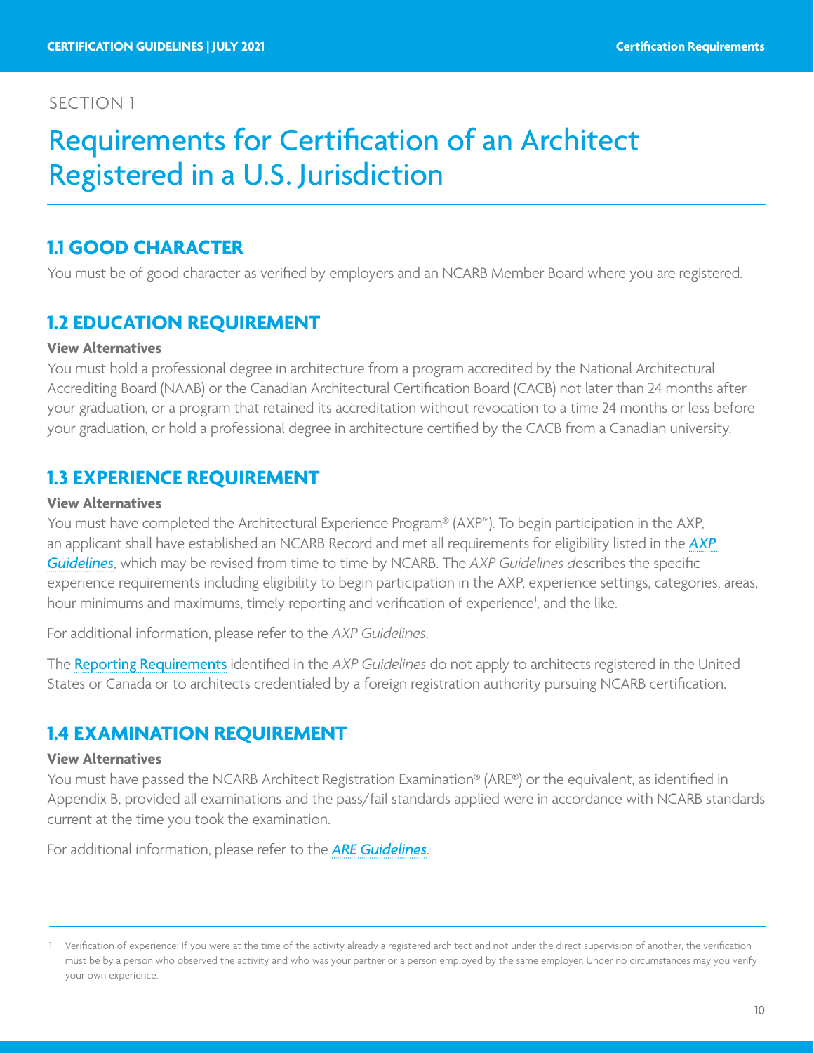SECTION 1

# Requirements for Certification of an Architect Registered in a U.S. Jurisdiction

## 1.1 GOOD CHARACTER

You must be of good character as verified by employers and an NCARB Member Board where you are registered.

## 1.2 EDUCATION REQUIREMENT

**View Alternatives**

You must hold a professional degree in architecture from a program accredited by the National Architectural Accrediting Board (NAAB) or the Canadian Architectural Certification Board (CACB) not later than 24 months after your graduation, or a program that retained its accreditation without revocation to a time 24 months or less before your graduation, or hold a professional degree in architecture certified by the CACB from a Canadian university.

## 1.3 EXPERIENCE REQUIREMENT

**View Alternatives**

You must have completed the Architectural Experience Program® (AXP™). To begin participation in the AXP, an applicant shall have established an NCARB Record and met all requirements for eligibility listed in the *AXP Guidelines*, which may be revised from time to time by NCARB. The *AXP Guidelines* describes the specific experience requirements including eligibility to begin participation in the AXP, experience settings, categories, areas, hour minimums and maximums, timely reporting and verification of experience[1], and the like.

For additional information, please refer to the *AXP Guidelines*.

The Reporting Requirements identified in the *AXP Guidelines* do not apply to architects registered in the United States or Canada or to architects credentialed by a foreign registration authority pursuing NCARB certification.

## 1.4 EXAMINATION REQUIREMENT

**View Alternatives**

You must have passed the NCARB Architect Registration Examination® (ARE®) or the equivalent, as identified in Appendix B, provided all examinations and the pass/fail standards applied were in accordance with NCARB standards current at the time you took the examination.

For additional information, please refer to the *ARE Guidelines*.

---

[1] Verification of experience: If you were at the time of the activity already a registered architect and not under the direct supervision of another, the verification must be by a person who observed the activity and who was your partner or a person employed by the same employer. Under no circumstances may you verify your own experience.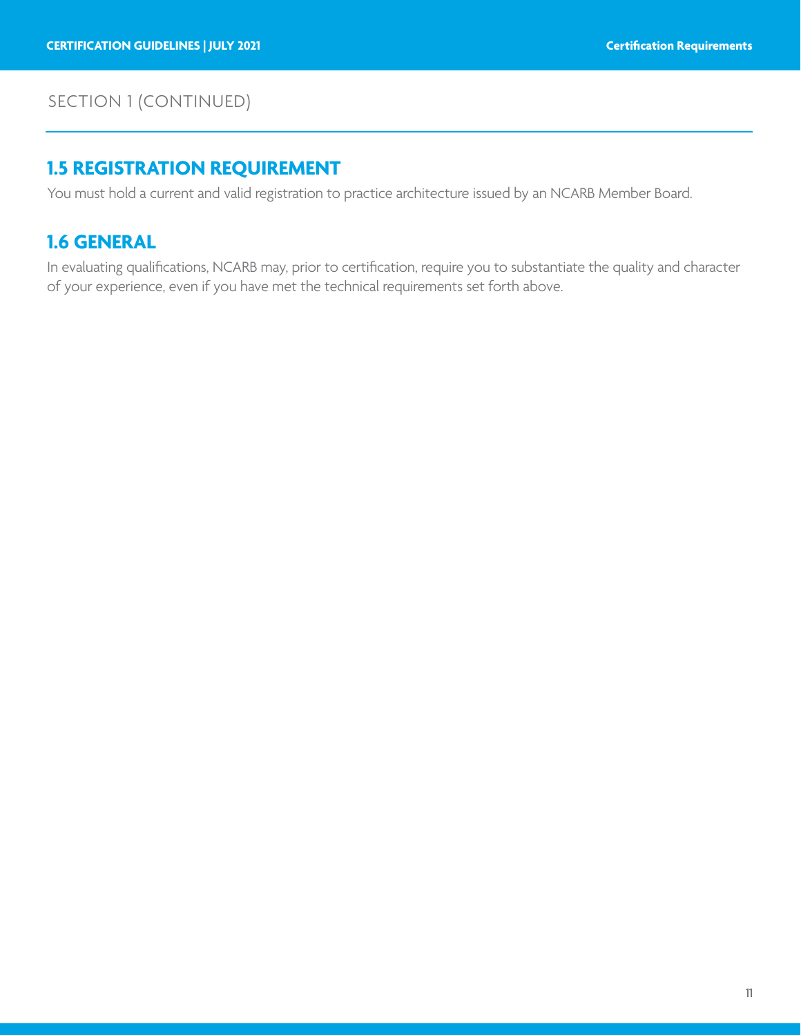SECTION 1 (CONTINUED)

## 1.5 REGISTRATION REQUIREMENT

You must hold a current and valid registration to practice architecture issued by an NCARB Member Board.

## 1.6 GENERAL

In evaluating qualifications, NCARB may, prior to certification, require you to substantiate the quality and character of your experience, even if you have met the technical requirements set forth above.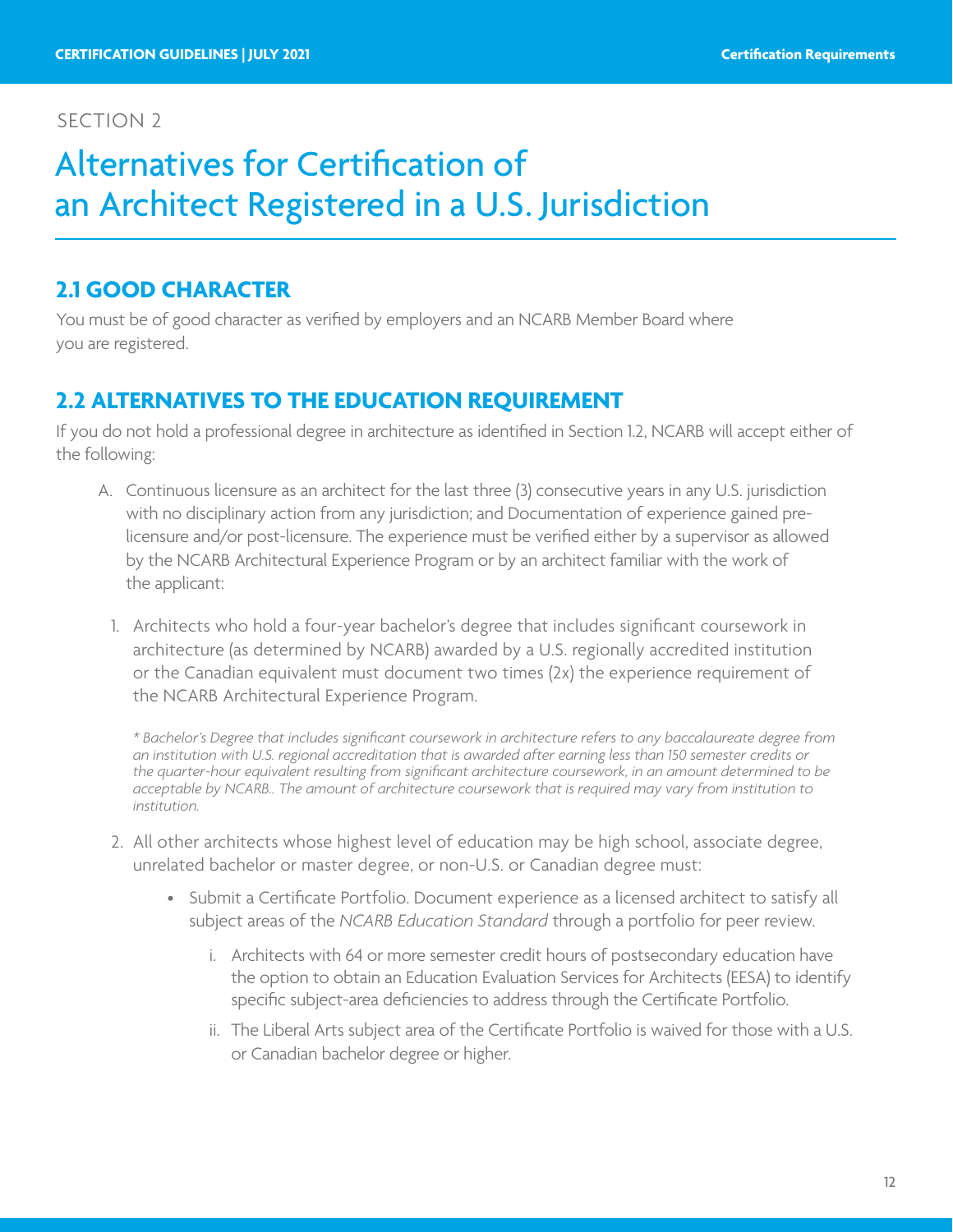SECTION 2

# Alternatives for Certification of an Architect Registered in a U.S. Jurisdiction

## 2.1 GOOD CHARACTER

You must be of good character as verified by employers and an NCARB Member Board where you are registered.

## 2.2 ALTERNATIVES TO THE EDUCATION REQUIREMENT

If you do not hold a professional degree in architecture as identified in Section 1.2, NCARB will accept either of the following:

A. Continuous licensure as an architect for the last three (3) consecutive years in any U.S. jurisdiction with no disciplinary action from any jurisdiction; and Documentation of experience gained pre-licensure and/or post-licensure. The experience must be verified either by a supervisor as allowed by the NCARB Architectural Experience Program or by an architect familiar with the work of the applicant:

1. Architects who hold a four-year bachelor's degree that includes significant coursework in architecture (as determined by NCARB) awarded by a U.S. regionally accredited institution or the Canadian equivalent must document two times (2x) the experience requirement of the NCARB Architectural Experience Program.

   *\* Bachelor's Degree that includes significant coursework in architecture refers to any baccalaureate degree from an institution with U.S. regional accreditation that is awarded after earning less than 150 semester credits or the quarter-hour equivalent resulting from significant architecture coursework, in an amount determined to be acceptable by NCARB.. The amount of architecture coursework that is required may vary from institution to institution.*

2. All other architects whose highest level of education may be high school, associate degree, unrelated bachelor or master degree, or non-U.S. or Canadian degree must:

   - Submit a Certificate Portfolio. Document experience as a licensed architect to satisfy all subject areas of the *NCARB Education Standard* through a portfolio for peer review.

     i. Architects with 64 or more semester credit hours of postsecondary education have the option to obtain an Education Evaluation Services for Architects (EESA) to identify specific subject-area deficiencies to address through the Certificate Portfolio.

     ii. The Liberal Arts subject area of the Certificate Portfolio is waived for those with a U.S. or Canadian bachelor degree or higher.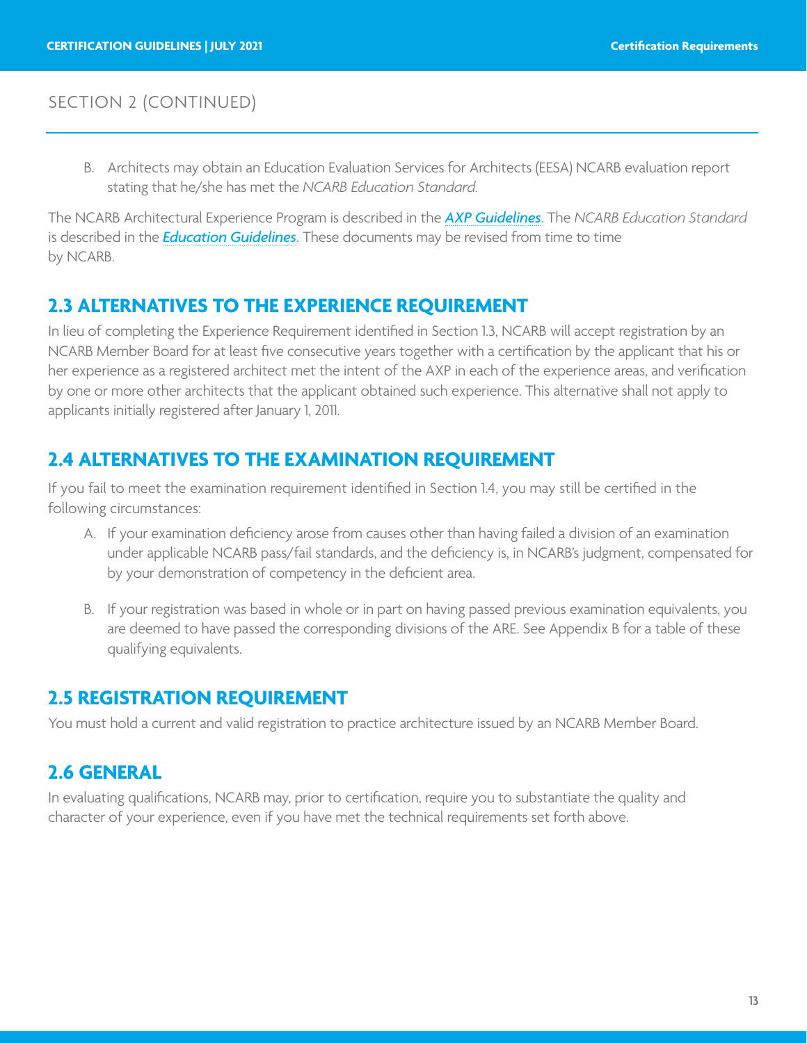SECTION 2 (CONTINUED)

B. Architects may obtain an Education Evaluation Services for Architects (EESA) NCARB evaluation report stating that he/she has met the *NCARB Education Standard*.

The NCARB Architectural Experience Program is described in the ***AXP Guidelines***. The *NCARB Education Standard* is described in the ***Education Guidelines***. These documents may be revised from time to time by NCARB.

## 2.3 ALTERNATIVES TO THE EXPERIENCE REQUIREMENT

In lieu of completing the Experience Requirement identified in Section 1.3, NCARB will accept registration by an NCARB Member Board for at least five consecutive years together with a certification by the applicant that his or her experience as a registered architect met the intent of the AXP in each of the experience areas, and verification by one or more other architects that the applicant obtained such experience. This alternative shall not apply to applicants initially registered after January 1, 2011.

## 2.4 ALTERNATIVES TO THE EXAMINATION REQUIREMENT

If you fail to meet the examination requirement identified in Section 1.4, you may still be certified in the following circumstances:

A. If your examination deficiency arose from causes other than having failed a division of an examination under applicable NCARB pass/fail standards, and the deficiency is, in NCARB's judgment, compensated for by your demonstration of competency in the deficient area.

B. If your registration was based in whole or in part on having passed previous examination equivalents, you are deemed to have passed the corresponding divisions of the ARE. See Appendix B for a table of these qualifying equivalents.

## 2.5 REGISTRATION REQUIREMENT

You must hold a current and valid registration to practice architecture issued by an NCARB Member Board.

## 2.6 GENERAL

In evaluating qualifications, NCARB may, prior to certification, require you to substantiate the quality and character of your experience, even if you have met the technical requirements set forth above.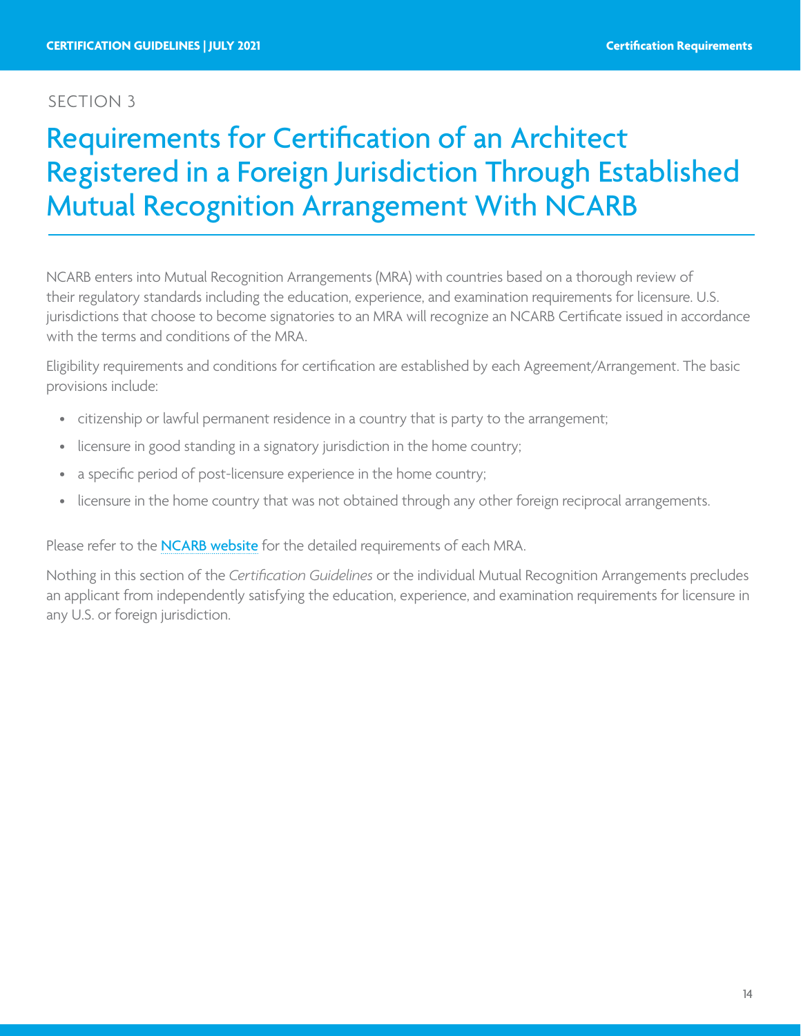SECTION 3

# Requirements for Certification of an Architect Registered in a Foreign Jurisdiction Through Established Mutual Recognition Arrangement With NCARB

NCARB enters into Mutual Recognition Arrangements (MRA) with countries based on a thorough review of their regulatory standards including the education, experience, and examination requirements for licensure. U.S. jurisdictions that choose to become signatories to an MRA will recognize an NCARB Certificate issued in accordance with the terms and conditions of the MRA.

Eligibility requirements and conditions for certification are established by each Agreement/Arrangement. The basic provisions include:

- citizenship or lawful permanent residence in a country that is party to the arrangement;
- licensure in good standing in a signatory jurisdiction in the home country;
- a specific period of post-licensure experience in the home country;
- licensure in the home country that was not obtained through any other foreign reciprocal arrangements.

Please refer to the NCARB website for the detailed requirements of each MRA.

Nothing in this section of the *Certification Guidelines* or the individual Mutual Recognition Arrangements precludes an applicant from independently satisfying the education, experience, and examination requirements for licensure in any U.S. or foreign jurisdiction.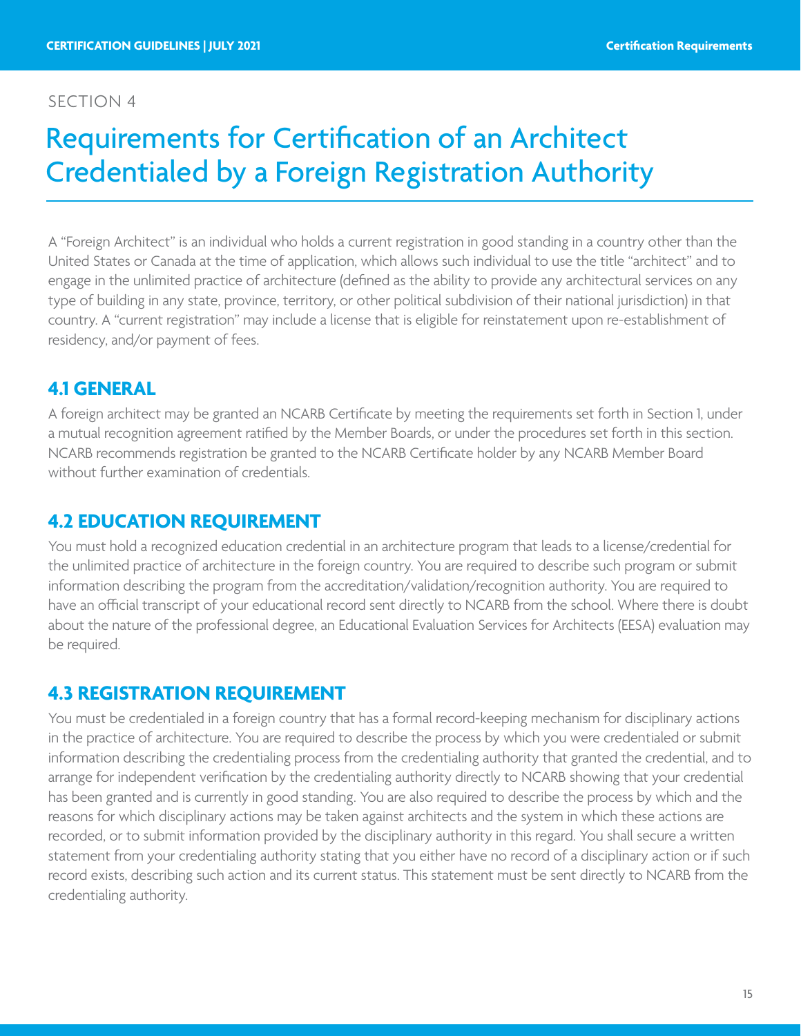SECTION 4

# Requirements for Certification of an Architect Credentialed by a Foreign Registration Authority

A "Foreign Architect" is an individual who holds a current registration in good standing in a country other than the United States or Canada at the time of application, which allows such individual to use the title "architect" and to engage in the unlimited practice of architecture (defined as the ability to provide any architectural services on any type of building in any state, province, territory, or other political subdivision of their national jurisdiction) in that country. A "current registration" may include a license that is eligible for reinstatement upon re-establishment of residency, and/or payment of fees.

## 4.1 GENERAL

A foreign architect may be granted an NCARB Certificate by meeting the requirements set forth in Section 1, under a mutual recognition agreement ratified by the Member Boards, or under the procedures set forth in this section. NCARB recommends registration be granted to the NCARB Certificate holder by any NCARB Member Board without further examination of credentials.

## 4.2 EDUCATION REQUIREMENT

You must hold a recognized education credential in an architecture program that leads to a license/credential for the unlimited practice of architecture in the foreign country. You are required to describe such program or submit information describing the program from the accreditation/validation/recognition authority. You are required to have an official transcript of your educational record sent directly to NCARB from the school. Where there is doubt about the nature of the professional degree, an Educational Evaluation Services for Architects (EESA) evaluation may be required.

## 4.3 REGISTRATION REQUIREMENT

You must be credentialed in a foreign country that has a formal record-keeping mechanism for disciplinary actions in the practice of architecture. You are required to describe the process by which you were credentialed or submit information describing the credentialing process from the credentialing authority that granted the credential, and to arrange for independent verification by the credentialing authority directly to NCARB showing that your credential has been granted and is currently in good standing. You are also required to describe the process by which and the reasons for which disciplinary actions may be taken against architects and the system in which these actions are recorded, or to submit information provided by the disciplinary authority in this regard. You shall secure a written statement from your credentialing authority stating that you either have no record of a disciplinary action or if such record exists, describing such action and its current status. This statement must be sent directly to NCARB from the credentialing authority.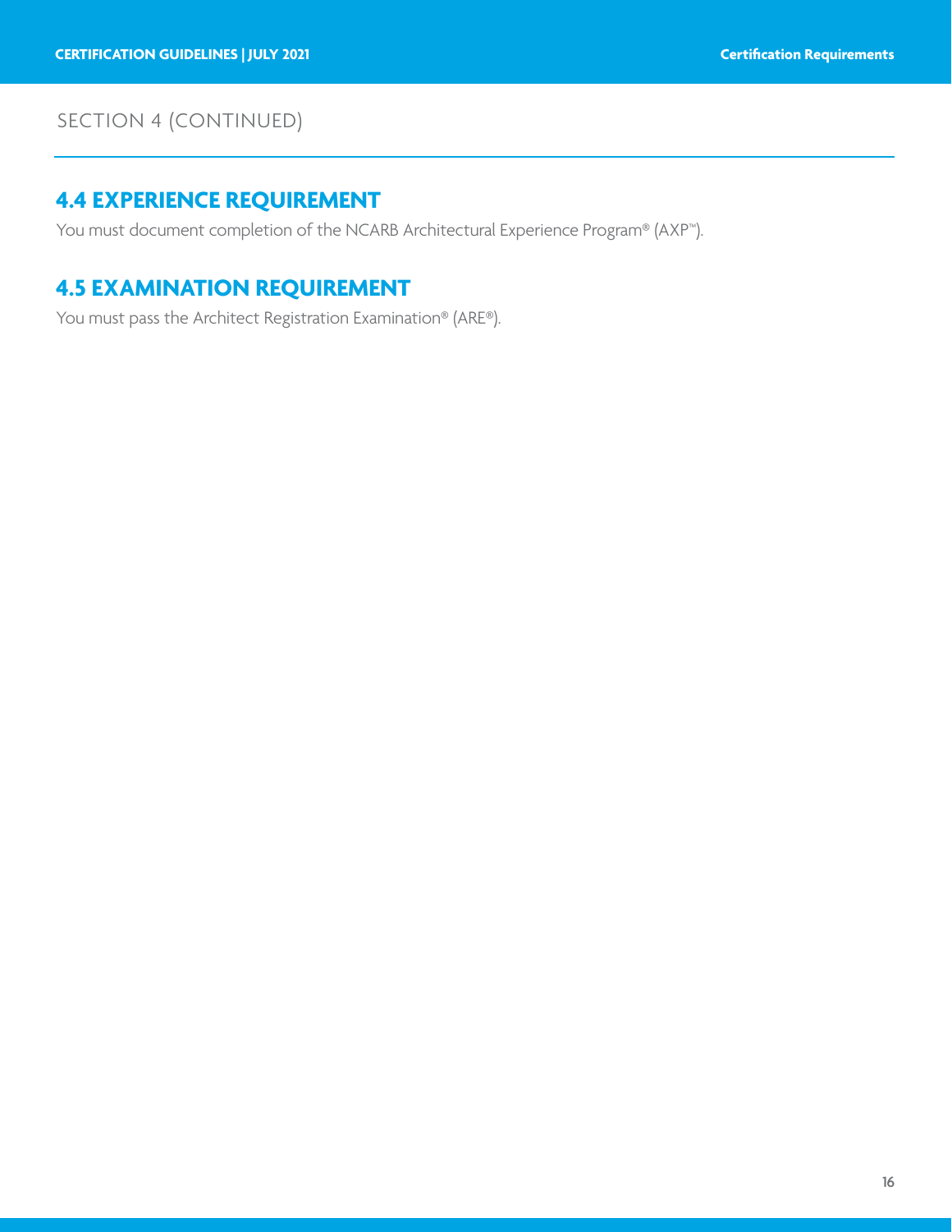SECTION 4 (CONTINUED)

## 4.4 EXPERIENCE REQUIREMENT

You must document completion of the NCARB Architectural Experience Program® (AXP™).

## 4.5 EXAMINATION REQUIREMENT

You must pass the Architect Registration Examination® (ARE®).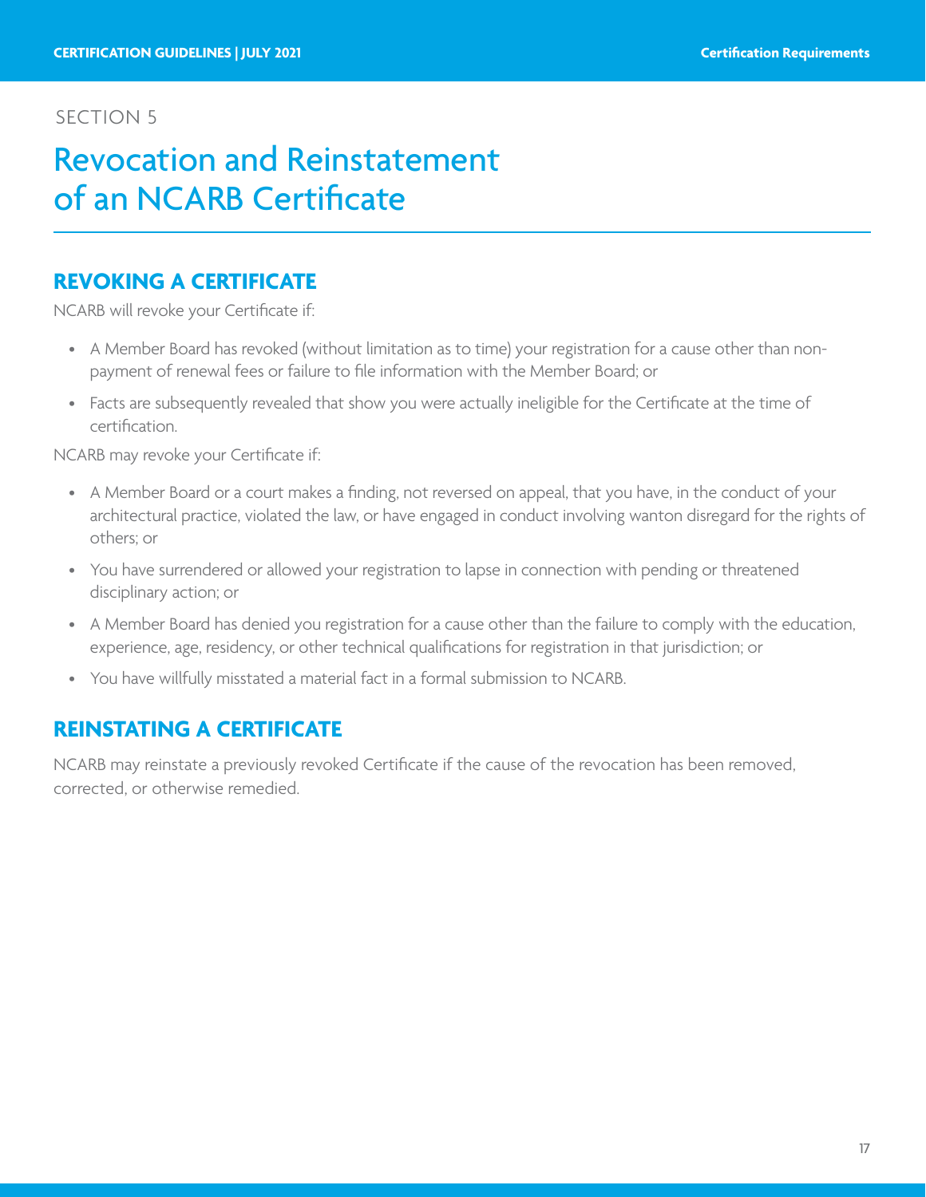SECTION 5

# Revocation and Reinstatement of an NCARB Certificate

## REVOKING A CERTIFICATE

NCARB will revoke your Certificate if:

- A Member Board has revoked (without limitation as to time) your registration for a cause other than non-payment of renewal fees or failure to file information with the Member Board; or
- Facts are subsequently revealed that show you were actually ineligible for the Certificate at the time of certification.

NCARB may revoke your Certificate if:

- A Member Board or a court makes a finding, not reversed on appeal, that you have, in the conduct of your architectural practice, violated the law, or have engaged in conduct involving wanton disregard for the rights of others; or
- You have surrendered or allowed your registration to lapse in connection with pending or threatened disciplinary action; or
- A Member Board has denied you registration for a cause other than the failure to comply with the education, experience, age, residency, or other technical qualifications for registration in that jurisdiction; or
- You have willfully misstated a material fact in a formal submission to NCARB.

## REINSTATING A CERTIFICATE

NCARB may reinstate a previously revoked Certificate if the cause of the revocation has been removed, corrected, or otherwise remedied.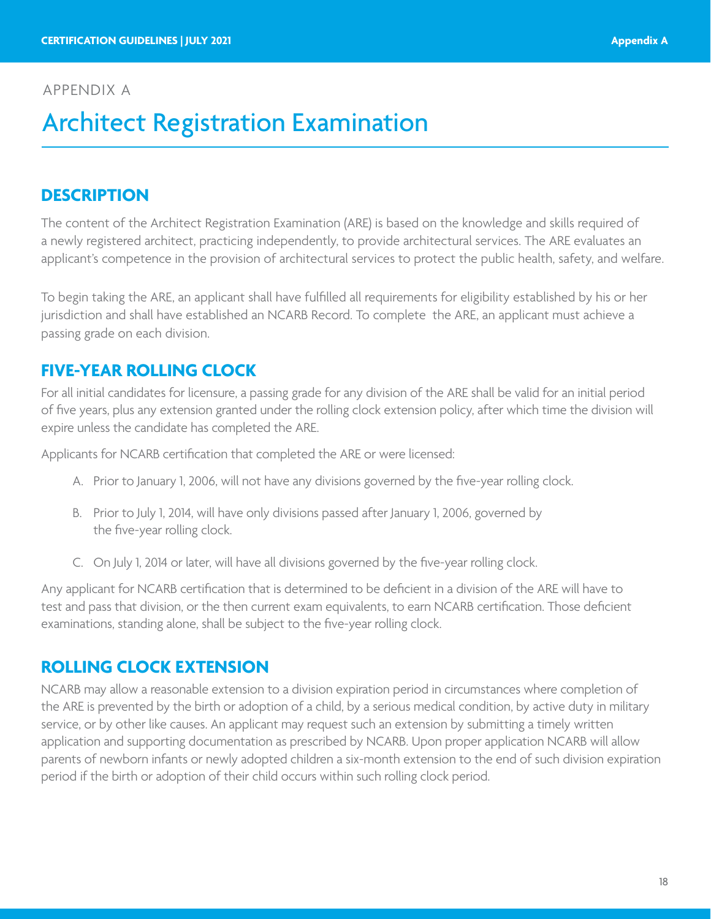APPENDIX A

# Architect Registration Examination

## DESCRIPTION

The content of the Architect Registration Examination (ARE) is based on the knowledge and skills required of a newly registered architect, practicing independently, to provide architectural services. The ARE evaluates an applicant's competence in the provision of architectural services to protect the public health, safety, and welfare.

To begin taking the ARE, an applicant shall have fulfilled all requirements for eligibility established by his or her jurisdiction and shall have established an NCARB Record. To complete the ARE, an applicant must achieve a passing grade on each division.

## FIVE-YEAR ROLLING CLOCK

For all initial candidates for licensure, a passing grade for any division of the ARE shall be valid for an initial period of five years, plus any extension granted under the rolling clock extension policy, after which time the division will expire unless the candidate has completed the ARE.

Applicants for NCARB certification that completed the ARE or were licensed:

A. Prior to January 1, 2006, will not have any divisions governed by the five-year rolling clock.

B. Prior to July 1, 2014, will have only divisions passed after January 1, 2006, governed by the five-year rolling clock.

C. On July 1, 2014 or later, will have all divisions governed by the five-year rolling clock.

Any applicant for NCARB certification that is determined to be deficient in a division of the ARE will have to test and pass that division, or the then current exam equivalents, to earn NCARB certification. Those deficient examinations, standing alone, shall be subject to the five-year rolling clock.

## ROLLING CLOCK EXTENSION

NCARB may allow a reasonable extension to a division expiration period in circumstances where completion of the ARE is prevented by the birth or adoption of a child, by a serious medical condition, by active duty in military service, or by other like causes. An applicant may request such an extension by submitting a timely written application and supporting documentation as prescribed by NCARB. Upon proper application NCARB will allow parents of newborn infants or newly adopted children a six-month extension to the end of such division expiration period if the birth or adoption of their child occurs within such rolling clock period.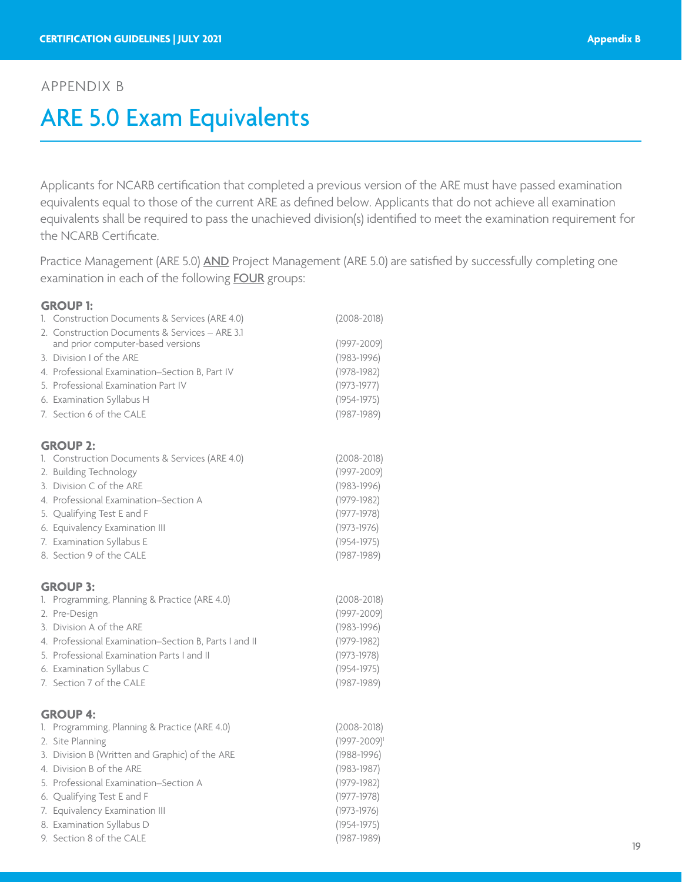APPENDIX B

# ARE 5.0 Exam Equivalents

Applicants for NCARB certification that completed a previous version of the ARE must have passed examination equivalents equal to those of the current ARE as defined below. Applicants that do not achieve all examination equivalents shall be required to pass the unachieved division(s) identified to meet the examination requirement for the NCARB Certificate.

Practice Management (ARE 5.0) **AND** Project Management (ARE 5.0) are satisfied by successfully completing one examination in each of the following **FOUR** groups:

**GROUP 1:**

1. Construction Documents & Services (ARE 4.0) (2008-2018)
2. Construction Documents & Services – ARE 3.1 and prior computer-based versions (1997-2009)
3. Division I of the ARE (1983-1996)
4. Professional Examination–Section B, Part IV (1978-1982)
5. Professional Examination Part IV (1973-1977)
6. Examination Syllabus H (1954-1975)
7. Section 6 of the CALE (1987-1989)

**GROUP 2:**

1. Construction Documents & Services (ARE 4.0) (2008-2018)
2. Building Technology (1997-2009)
3. Division C of the ARE (1983-1996)
4. Professional Examination–Section A (1979-1982)
5. Qualifying Test E and F (1977-1978)
6. Equivalency Examination III (1973-1976)
7. Examination Syllabus E (1954-1975)
8. Section 9 of the CALE (1987-1989)

**GROUP 3:**

1. Programming, Planning & Practice (ARE 4.0) (2008-2018)
2. Pre-Design (1997-2009)
3. Division A of the ARE (1983-1996)
4. Professional Examination–Section B, Parts I and II (1979-1982)
5. Professional Examination Parts I and II (1973-1978)
6. Examination Syllabus C (1954-1975)
7. Section 7 of the CALE (1987-1989)

**GROUP 4:**

1. Programming, Planning & Practice (ARE 4.0) (2008-2018)
2. Site Planning (1997-2009)[1]
3. Division B (Written and Graphic) of the ARE (1988-1996)
4. Division B of the ARE (1983-1987)
5. Professional Examination–Section A (1979-1982)
6. Qualifying Test E and F (1977-1978)
7. Equivalency Examination III (1973-1976)
8. Examination Syllabus D (1954-1975)
9. Section 8 of the CALE (1987-1989)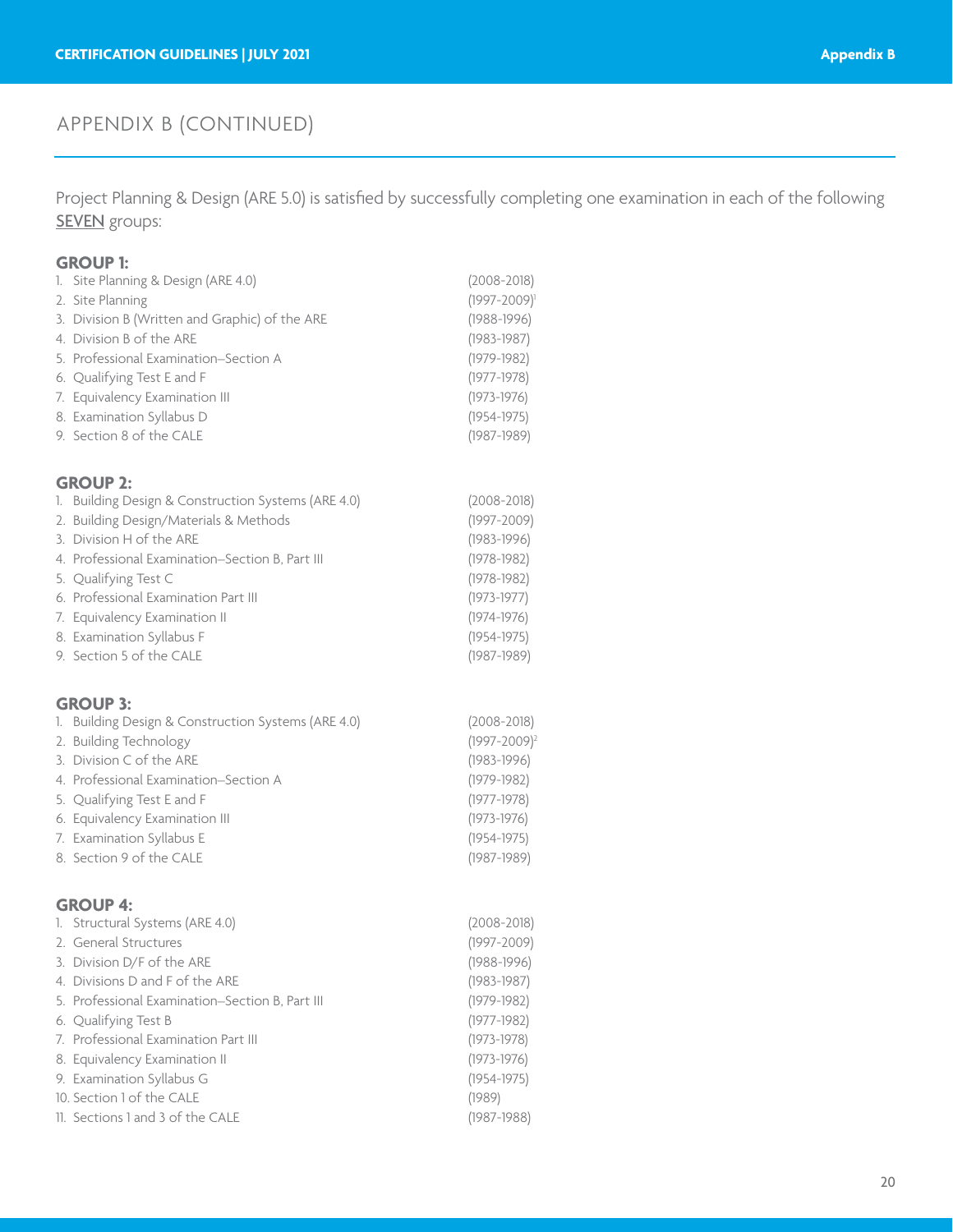## APPENDIX B (CONTINUED)

Project Planning & Design (ARE 5.0) is satisfied by successfully completing one examination in each of the following SEVEN groups:

**GROUP 1:**

1. Site Planning & Design (ARE 4.0) (2008-2018)
2. Site Planning (1997-2009)[1]
3. Division B (Written and Graphic) of the ARE (1988-1996)
4. Division B of the ARE (1983-1987)
5. Professional Examination–Section A (1979-1982)
6. Qualifying Test E and F (1977-1978)
7. Equivalency Examination III (1973-1976)
8. Examination Syllabus D (1954-1975)
9. Section 8 of the CALE (1987-1989)

**GROUP 2:**

1. Building Design & Construction Systems (ARE 4.0) (2008-2018)
2. Building Design/Materials & Methods (1997-2009)
3. Division H of the ARE (1983-1996)
4. Professional Examination–Section B, Part III (1978-1982)
5. Qualifying Test C (1978-1982)
6. Professional Examination Part III (1973-1977)
7. Equivalency Examination II (1974-1976)
8. Examination Syllabus F (1954-1975)
9. Section 5 of the CALE (1987-1989)

**GROUP 3:**

1. Building Design & Construction Systems (ARE 4.0) (2008-2018)
2. Building Technology (1997-2009)[2]
3. Division C of the ARE (1983-1996)
4. Professional Examination–Section A (1979-1982)
5. Qualifying Test E and F (1977-1978)
6. Equivalency Examination III (1973-1976)
7. Examination Syllabus E (1954-1975)
8. Section 9 of the CALE (1987-1989)

**GROUP 4:**

1. Structural Systems (ARE 4.0) (2008-2018)
2. General Structures (1997-2009)
3. Division D/F of the ARE (1988-1996)
4. Divisions D and F of the ARE (1983-1987)
5. Professional Examination–Section B, Part III (1979-1982)
6. Qualifying Test B (1977-1982)
7. Professional Examination Part III (1973-1978)
8. Equivalency Examination II (1973-1976)
9. Examination Syllabus G (1954-1975)
10. Section 1 of the CALE (1989)
11. Sections 1 and 3 of the CALE (1987-1988)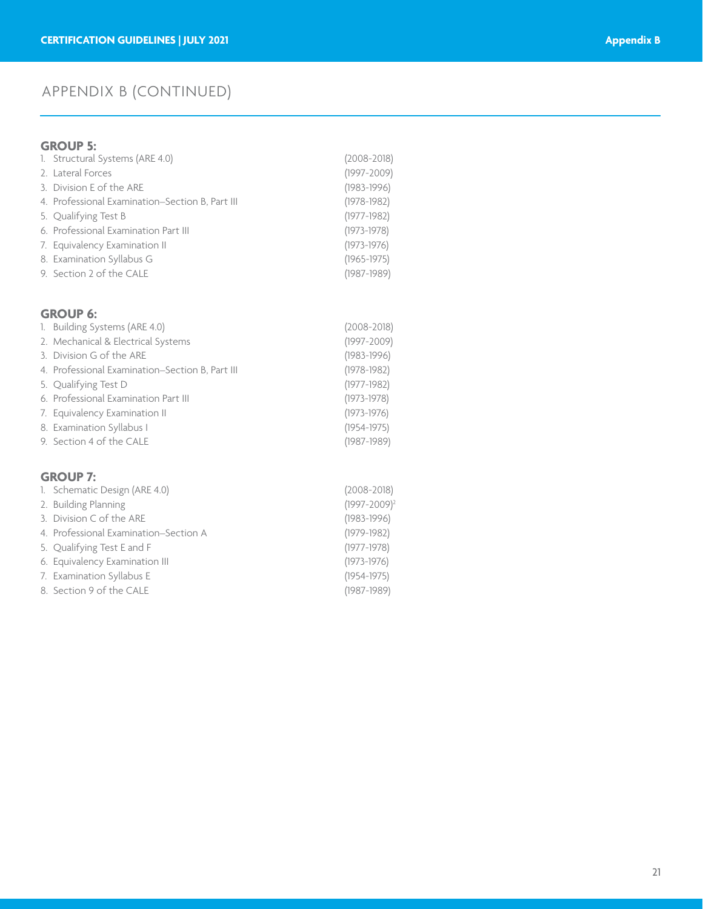## APPENDIX B (CONTINUED)

**GROUP 5:**

1. Structural Systems (ARE 4.0) (2008-2018)
2. Lateral Forces (1997-2009)
3. Division E of the ARE (1983-1996)
4. Professional Examination–Section B, Part III (1978-1982)
5. Qualifying Test B (1977-1982)
6. Professional Examination Part III (1973-1978)
7. Equivalency Examination II (1973-1976)
8. Examination Syllabus G (1965-1975)
9. Section 2 of the CALE (1987-1989)

**GROUP 6:**

1. Building Systems (ARE 4.0) (2008-2018)
2. Mechanical & Electrical Systems (1997-2009)
3. Division G of the ARE (1983-1996)
4. Professional Examination–Section B, Part III (1978-1982)
5. Qualifying Test D (1977-1982)
6. Professional Examination Part III (1973-1978)
7. Equivalency Examination II (1973-1976)
8. Examination Syllabus I (1954-1975)
9. Section 4 of the CALE (1987-1989)

**GROUP 7:**

1. Schematic Design (ARE 4.0) (2008-2018)
2. Building Planning (1997-2009)[2]
3. Division C of the ARE (1983-1996)
4. Professional Examination–Section A (1979-1982)
5. Qualifying Test E and F (1977-1978)
6. Equivalency Examination III (1973-1976)
7. Examination Syllabus E (1954-1975)
8. Section 9 of the CALE (1987-1989)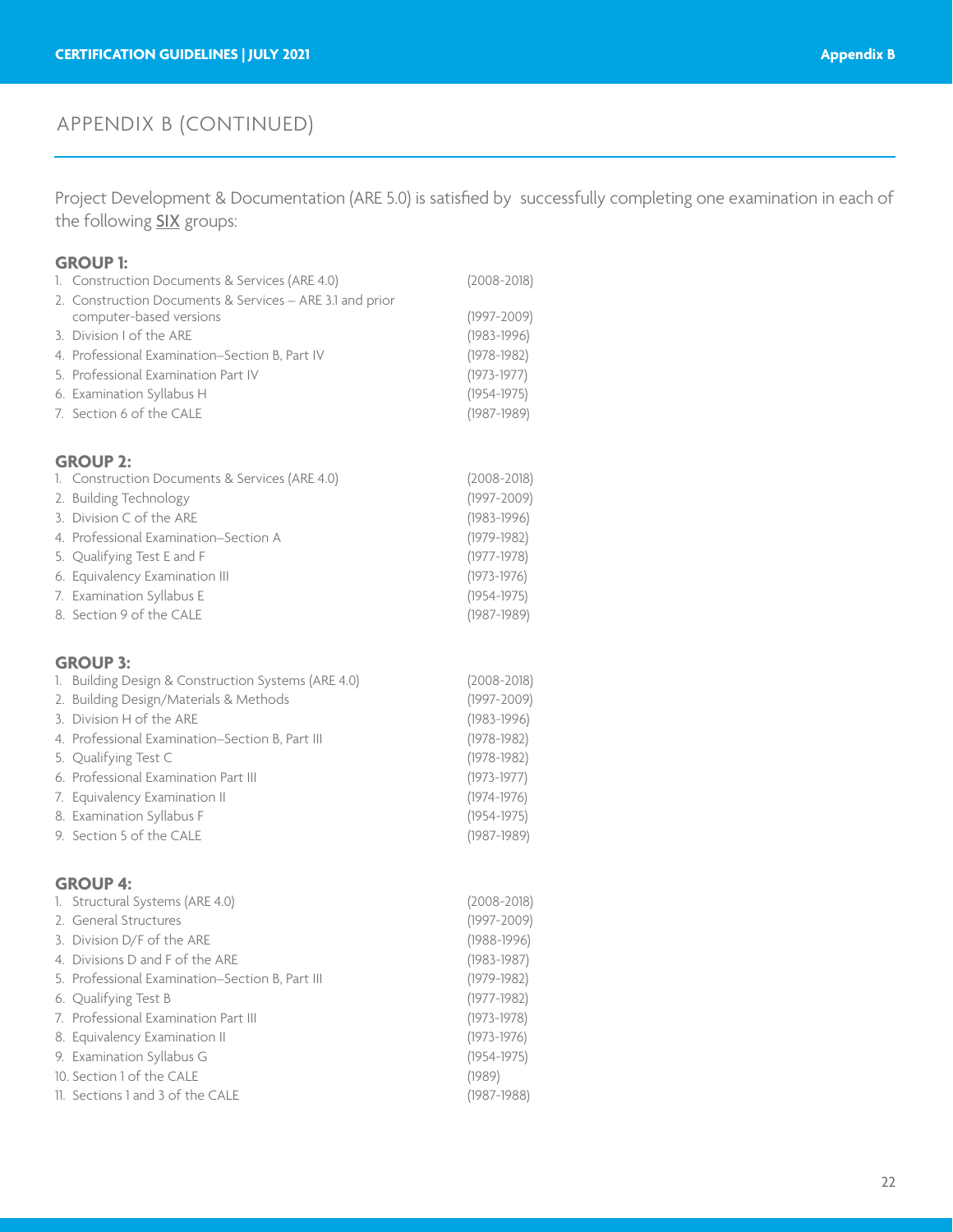## APPENDIX B (CONTINUED)

Project Development & Documentation (ARE 5.0) is satisfied by successfully completing one examination in each of the following <u>SIX</u> groups:

**GROUP 1:**

1. Construction Documents & Services (ARE 4.0) (2008-2018)
2. Construction Documents & Services – ARE 3.1 and prior computer-based versions (1997-2009)
3. Division I of the ARE (1983-1996)
4. Professional Examination–Section B, Part IV (1978-1982)
5. Professional Examination Part IV (1973-1977)
6. Examination Syllabus H (1954-1975)
7. Section 6 of the CALE (1987-1989)

**GROUP 2:**

1. Construction Documents & Services (ARE 4.0) (2008-2018)
2. Building Technology (1997-2009)
3. Division C of the ARE (1983-1996)
4. Professional Examination–Section A (1979-1982)
5. Qualifying Test E and F (1977-1978)
6. Equivalency Examination III (1973-1976)
7. Examination Syllabus E (1954-1975)
8. Section 9 of the CALE (1987-1989)

**GROUP 3:**

1. Building Design & Construction Systems (ARE 4.0) (2008-2018)
2. Building Design/Materials & Methods (1997-2009)
3. Division H of the ARE (1983-1996)
4. Professional Examination–Section B, Part III (1978-1982)
5. Qualifying Test C (1978-1982)
6. Professional Examination Part III (1973-1977)
7. Equivalency Examination II (1974-1976)
8. Examination Syllabus F (1954-1975)
9. Section 5 of the CALE (1987-1989)

**GROUP 4:**

1. Structural Systems (ARE 4.0) (2008-2018)
2. General Structures (1997-2009)
3. Division D/F of the ARE (1988-1996)
4. Divisions D and F of the ARE (1983-1987)
5. Professional Examination–Section B, Part III (1979-1982)
6. Qualifying Test B (1977-1982)
7. Professional Examination Part III (1973-1978)
8. Equivalency Examination II (1973-1976)
9. Examination Syllabus G (1954-1975)
10. Section 1 of the CALE (1989)
11. Sections 1 and 3 of the CALE (1987-1988)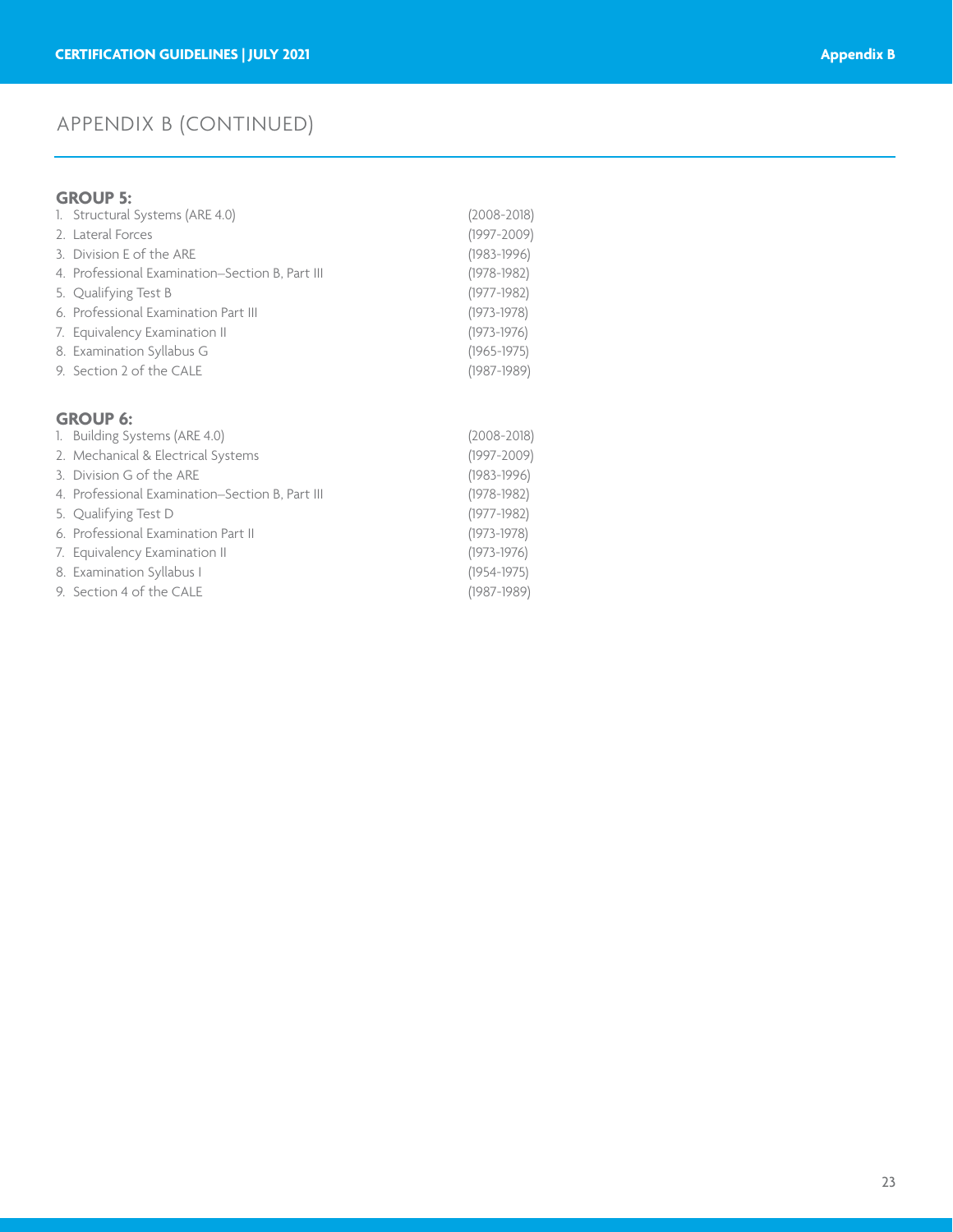# APPENDIX B (CONTINUED)

**GROUP 5:**

1. Structural Systems (ARE 4.0) (2008-2018)
2. Lateral Forces (1997-2009)
3. Division E of the ARE (1983-1996)
4. Professional Examination–Section B, Part III (1978-1982)
5. Qualifying Test B (1977-1982)
6. Professional Examination Part III (1973-1978)
7. Equivalency Examination II (1973-1976)
8. Examination Syllabus G (1965-1975)
9. Section 2 of the CALE (1987-1989)

**GROUP 6:**

1. Building Systems (ARE 4.0) (2008-2018)
2. Mechanical & Electrical Systems (1997-2009)
3. Division G of the ARE (1983-1996)
4. Professional Examination–Section B, Part III (1978-1982)
5. Qualifying Test D (1977-1982)
6. Professional Examination Part II (1973-1978)
7. Equivalency Examination II (1973-1976)
8. Examination Syllabus I (1954-1975)
9. Section 4 of the CALE (1987-1989)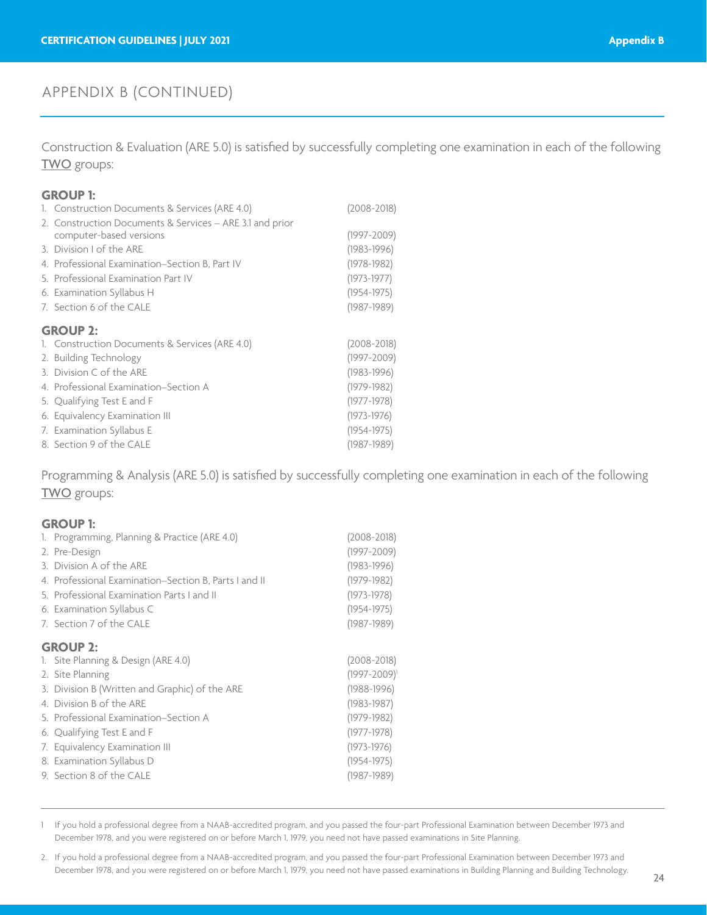## APPENDIX B (CONTINUED)

Construction & Evaluation (ARE 5.0) is satisfied by successfully completing one examination in each of the following TWO groups:

**GROUP 1:**

| | |
|---|---|
| 1. Construction Documents & Services (ARE 4.0) | (2008-2018) |
| 2. Construction Documents & Services – ARE 3.1 and prior computer-based versions | (1997-2009) |
| 3. Division I of the ARE | (1983-1996) |
| 4. Professional Examination–Section B, Part IV | (1978-1982) |
| 5. Professional Examination Part IV | (1973-1977) |
| 6. Examination Syllabus H | (1954-1975) |
| 7. Section 6 of the CALE | (1987-1989) |

**GROUP 2:**

| | |
|---|---|
| 1. Construction Documents & Services (ARE 4.0) | (2008-2018) |
| 2. Building Technology | (1997-2009) |
| 3. Division C of the ARE | (1983-1996) |
| 4. Professional Examination–Section A | (1979-1982) |
| 5. Qualifying Test E and F | (1977-1978) |
| 6. Equivalency Examination III | (1973-1976) |
| 7. Examination Syllabus E | (1954-1975) |
| 8. Section 9 of the CALE | (1987-1989) |

Programming & Analysis (ARE 5.0) is satisfied by successfully completing one examination in each of the following TWO groups:

**GROUP 1:**

| | |
|---|---|
| 1. Programming, Planning & Practice (ARE 4.0) | (2008-2018) |
| 2. Pre-Design | (1997-2009) |
| 3. Division A of the ARE | (1983-1996) |
| 4. Professional Examination–Section B, Parts I and II | (1979-1982) |
| 5. Professional Examination Parts I and II | (1973-1978) |
| 6. Examination Syllabus C | (1954-1975) |
| 7. Section 7 of the CALE | (1987-1989) |

**GROUP 2:**

| | |
|---|---|
| 1. Site Planning & Design (ARE 4.0) | (2008-2018) |
| 2. Site Planning | (1997-2009)[1] |
| 3. Division B (Written and Graphic) of the ARE | (1988-1996) |
| 4. Division B of the ARE | (1983-1987) |
| 5. Professional Examination–Section A | (1979-1982) |
| 6. Qualifying Test E and F | (1977-1978) |
| 7. Equivalency Examination III | (1973-1976) |
| 8. Examination Syllabus D | (1954-1975) |
| 9. Section 8 of the CALE | (1987-1989) |

---

1 If you hold a professional degree from a NAAB-accredited program, and you passed the four-part Professional Examination between December 1973 and December 1978, and you were registered on or before March 1, 1979, you need not have passed examinations in Site Planning.

2. If you hold a professional degree from a NAAB-accredited program, and you passed the four-part Professional Examination between December 1973 and December 1978, and you were registered on or before March 1, 1979, you need not have passed examinations in Building Planning and Building Technology.